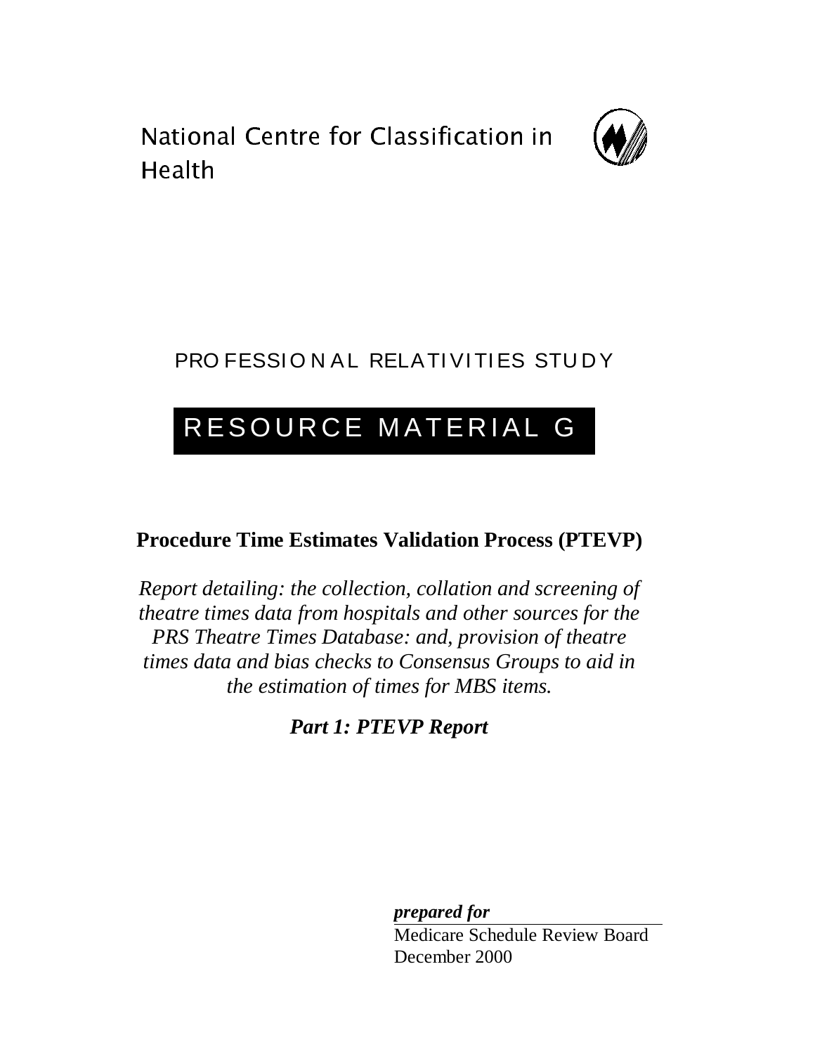National Centre for Classification in Health

PROFESSIONAL RELATIVITIES STUDY

# RESOURCE MATERIAL G

## Procedure Time Estimates Validation Process (PTEVP)

*Report detailing: the collection, collation and screening of theatre times data from hospitals and other sources for the PRS Theatre Times Database: and, provision of theatre times data and bias checks to Consensus Groups to aid in the estimation of times for MBS items.*

***Part 1: PTEVP Report***

***prepared for***

Medicare Schedule Review Board
December 2000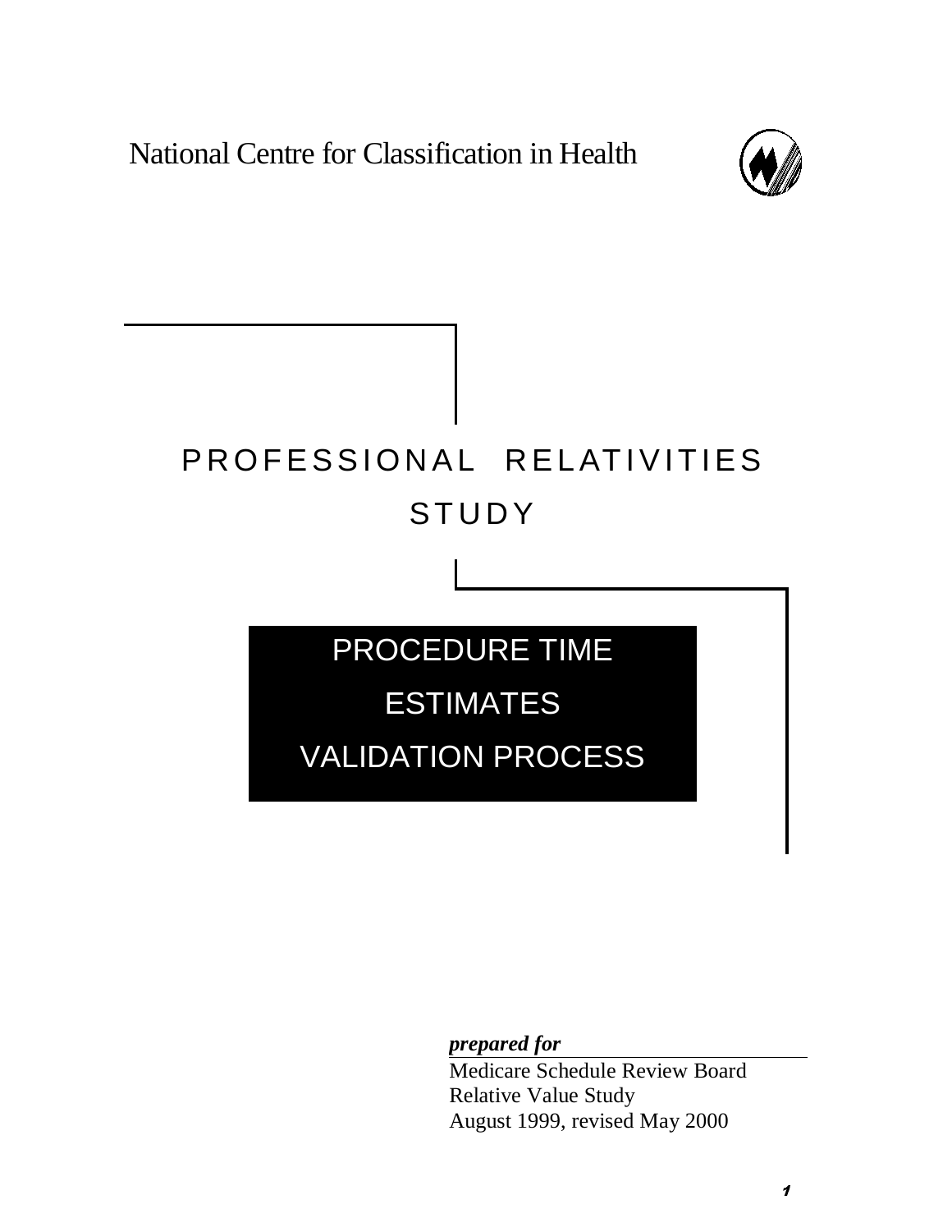National Centre for Classification in Health

# PROFESSIONAL RELATIVITIES STUDY

## PROCEDURE TIME ESTIMATES VALIDATION PROCESS

***prepared for***

Medicare Schedule Review Board
Relative Value Study
August 1999, revised May 2000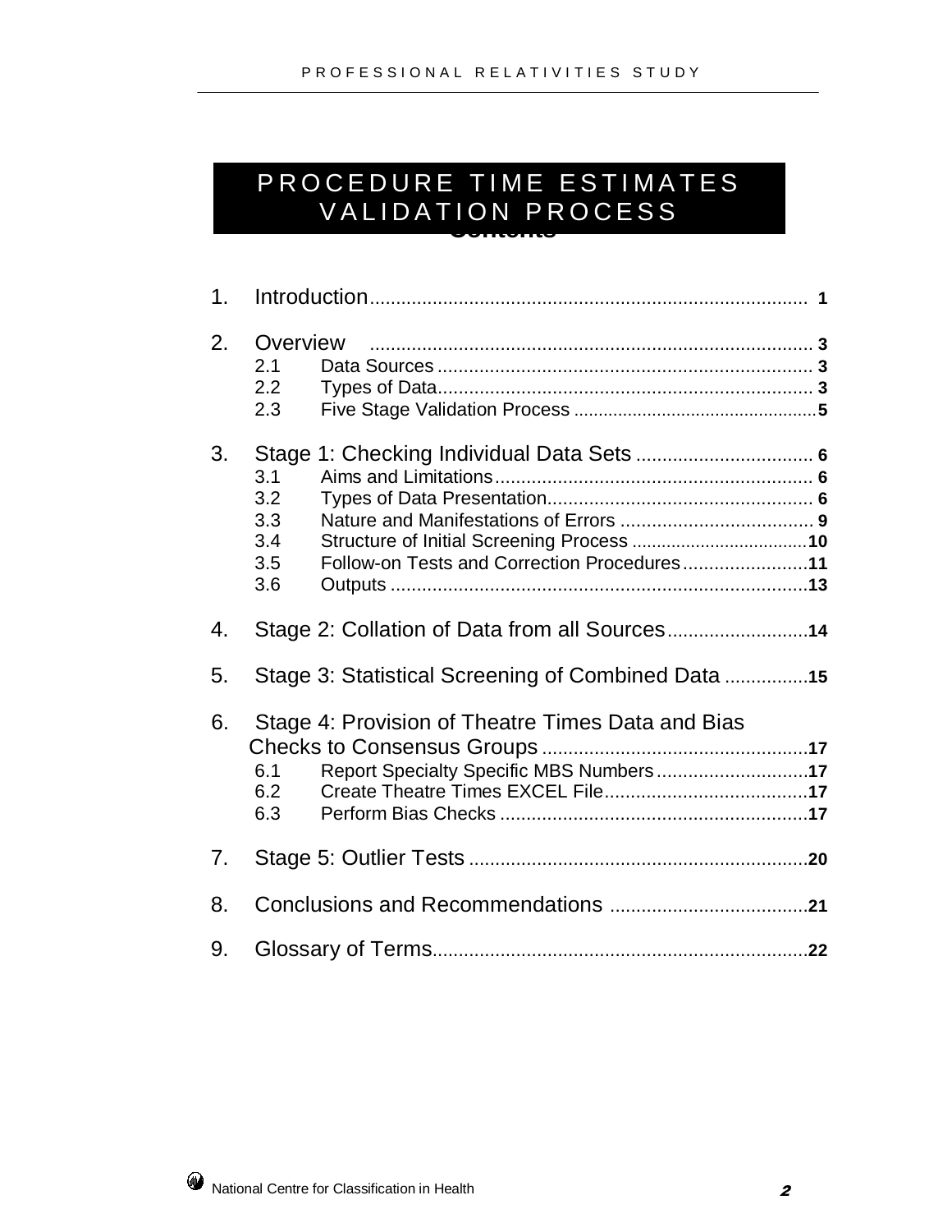# PROCEDURE TIME ESTIMATES VALIDATION PROCESS

## Contents

1. Introduction .................................................................... 1

2. Overview .................................................................... 3
   - 2.1 Data Sources .................................................................... 3
   - 2.2 Types of Data .................................................................... 3
   - 2.3 Five Stage Validation Process .................................................................... 5

3. Stage 1: Checking Individual Data Sets .................................................................... 6
   - 3.1 Aims and Limitations .................................................................... 6
   - 3.2 Types of Data Presentation .................................................................... 6
   - 3.3 Nature and Manifestations of Errors .................................................................... 9
   - 3.4 Structure of Initial Screening Process .................................................................... 10
   - 3.5 Follow-on Tests and Correction Procedures .................................................................... 11
   - 3.6 Outputs .................................................................... 13

4. Stage 2: Collation of Data from all Sources .................................................................... 14

5. Stage 3: Statistical Screening of Combined Data .................................................................... 15

6. Stage 4: Provision of Theatre Times Data and Bias Checks to Consensus Groups .................................................................... 17
   - 6.1 Report Specialty Specific MBS Numbers .................................................................... 17
   - 6.2 Create Theatre Times EXCEL File .................................................................... 17
   - 6.3 Perform Bias Checks .................................................................... 17

7. Stage 5: Outlier Tests .................................................................... 20

8. Conclusions and Recommendations .................................................................... 21

9. Glossary of Terms .................................................................... 22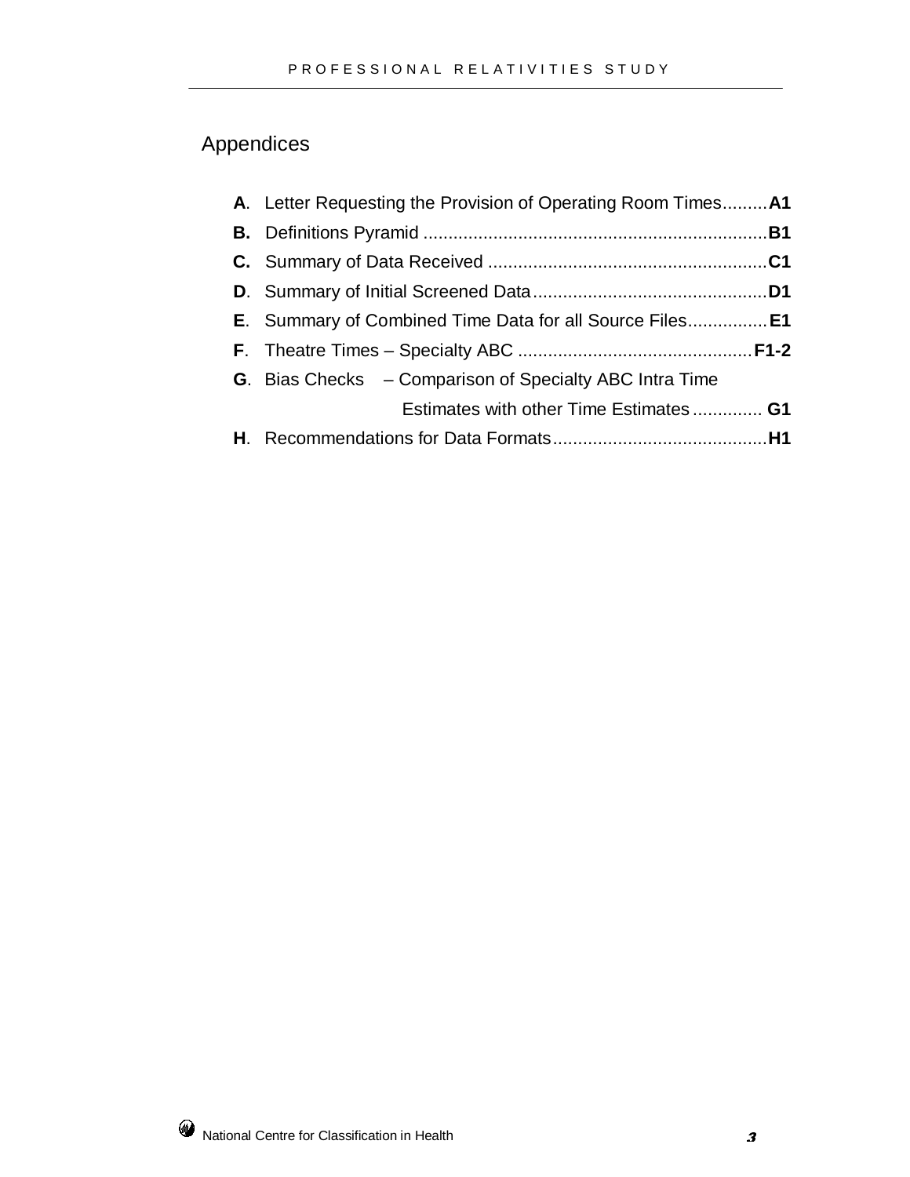# Appendices

- **A**. Letter Requesting the Provision of Operating Room Times ......... **A1**
- **B.** Definitions Pyramid ........................................................................ **B1**
- **C.** Summary of Data Received ........................................................ **C1**
- **D**. Summary of Initial Screened Data ............................................... **D1**
- **E**. Summary of Combined Time Data for all Source Files ................ **E1**
- **F**. Theatre Times – Specialty ABC ............................................... **F1-2**
- **G**. Bias Checks – Comparison of Specialty ABC Intra Time Estimates with other Time Estimates .............. **G1**
- **H**. Recommendations for Data Formats ........................................... **H1**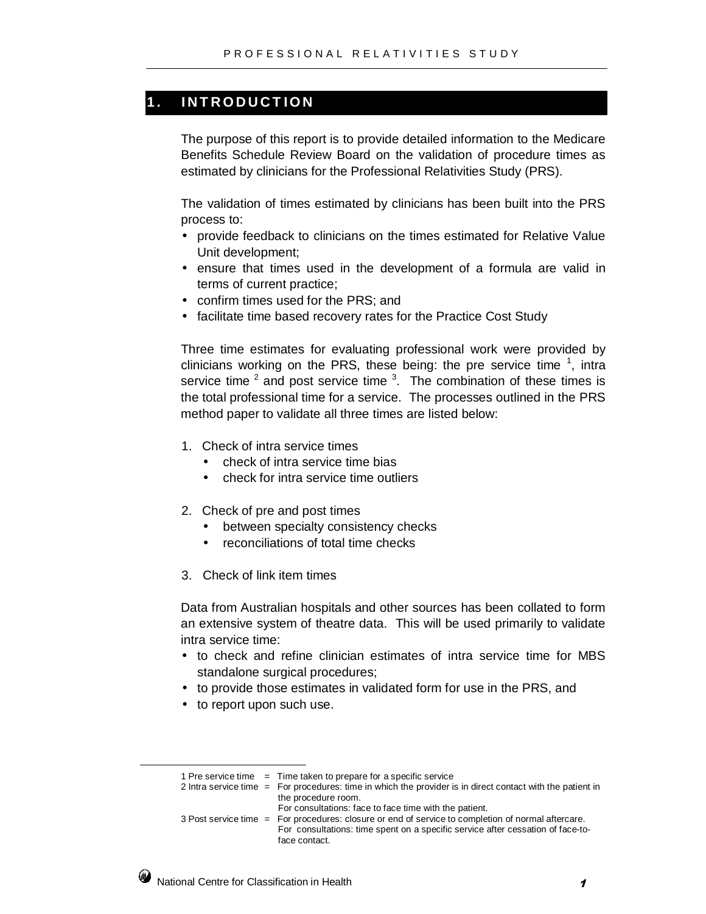# 1. INTRODUCTION

The purpose of this report is to provide detailed information to the Medicare Benefits Schedule Review Board on the validation of procedure times as estimated by clinicians for the Professional Relativities Study (PRS).

The validation of times estimated by clinicians has been built into the PRS process to:

- provide feedback to clinicians on the times estimated for Relative Value Unit development;
- ensure that times used in the development of a formula are valid in terms of current practice;
- confirm times used for the PRS; and
- facilitate time based recovery rates for the Practice Cost Study

Three time estimates for evaluating professional work were provided by clinicians working on the PRS, these being: the pre service time [1], intra service time [2] and post service time [3]. The combination of these times is the total professional time for a service. The processes outlined in the PRS method paper to validate all three times are listed below:

1. Check of intra service times
   - check of intra service time bias
   - check for intra service time outliers
2. Check of pre and post times
   - between specialty consistency checks
   - reconciliations of total time checks
3. Check of link item times

Data from Australian hospitals and other sources has been collated to form an extensive system of theatre data. This will be used primarily to validate intra service time:

- to check and refine clinician estimates of intra service time for MBS standalone surgical procedures;
- to provide those estimates in validated form for use in the PRS, and
- to report upon such use.

---

1 Pre service time = Time taken to prepare for a specific service

2 Intra service time = For procedures: time in which the provider is in direct contact with the patient in the procedure room.
For consultations: face to face time with the patient.

3 Post service time = For procedures: closure or end of service to completion of normal aftercare.
For consultations: time spent on a specific service after cessation of face-to-face contact.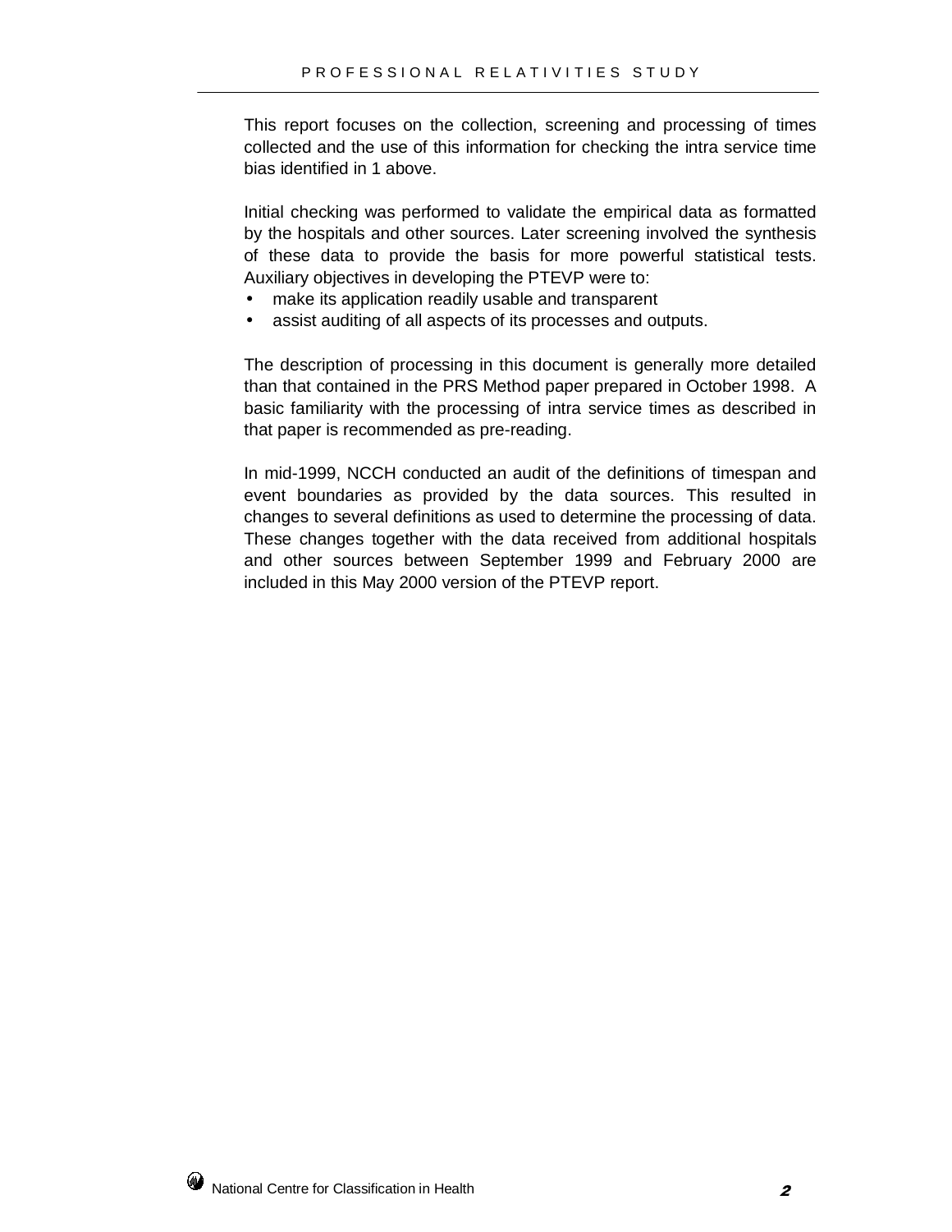This report focuses on the collection, screening and processing of times collected and the use of this information for checking the intra service time bias identified in 1 above.

Initial checking was performed to validate the empirical data as formatted by the hospitals and other sources. Later screening involved the synthesis of these data to provide the basis for more powerful statistical tests. Auxiliary objectives in developing the PTEVP were to:

- make its application readily usable and transparent
- assist auditing of all aspects of its processes and outputs.

The description of processing in this document is generally more detailed than that contained in the PRS Method paper prepared in October 1998. A basic familiarity with the processing of intra service times as described in that paper is recommended as pre-reading.

In mid-1999, NCCH conducted an audit of the definitions of timespan and event boundaries as provided by the data sources. This resulted in changes to several definitions as used to determine the processing of data. These changes together with the data received from additional hospitals and other sources between September 1999 and February 2000 are included in this May 2000 version of the PTEVP report.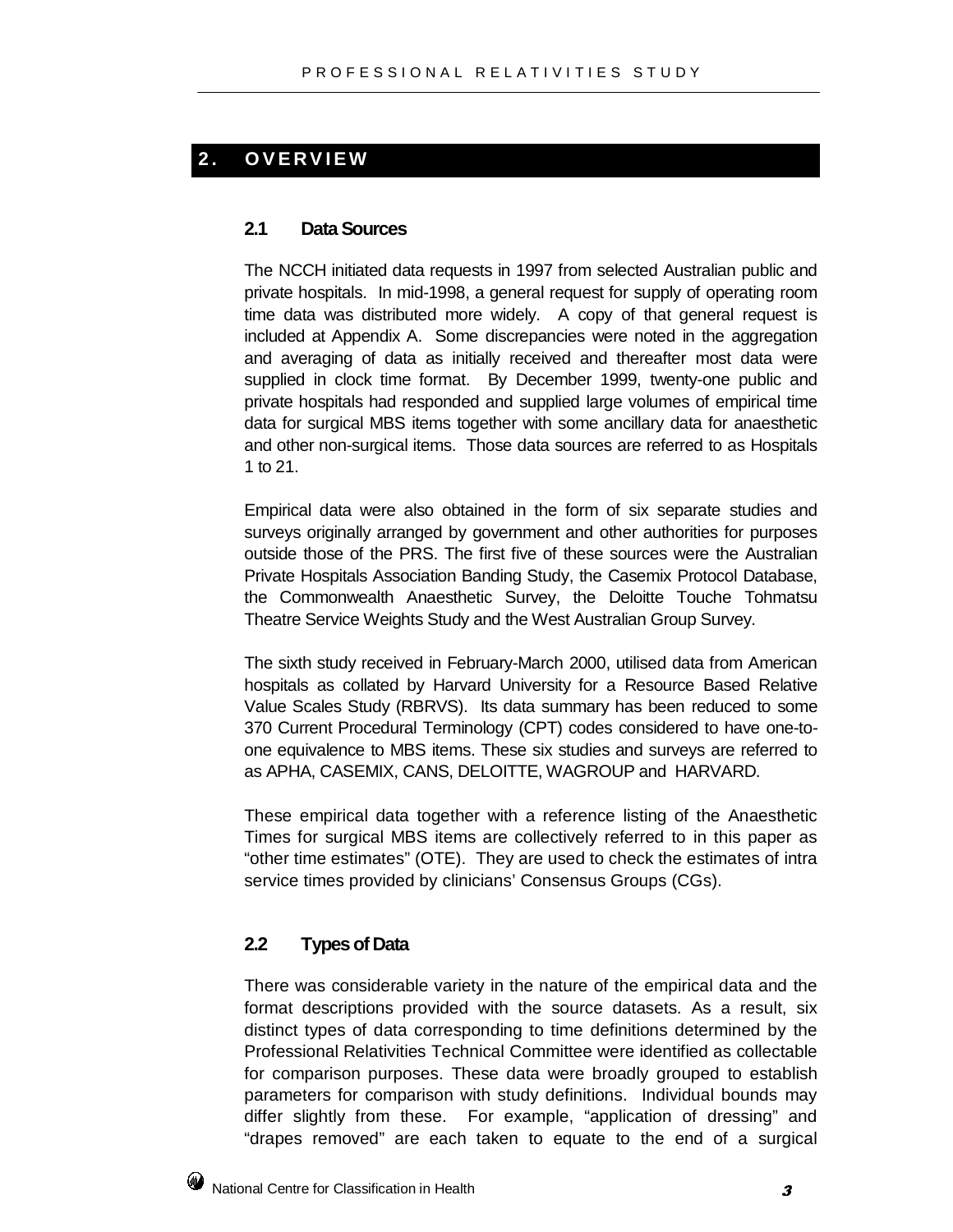## 2. OVERVIEW

### 2.1 Data Sources

The NCCH initiated data requests in 1997 from selected Australian public and private hospitals. In mid-1998, a general request for supply of operating room time data was distributed more widely. A copy of that general request is included at Appendix A. Some discrepancies were noted in the aggregation and averaging of data as initially received and thereafter most data were supplied in clock time format. By December 1999, twenty-one public and private hospitals had responded and supplied large volumes of empirical time data for surgical MBS items together with some ancillary data for anaesthetic and other non-surgical items. Those data sources are referred to as Hospitals 1 to 21.

Empirical data were also obtained in the form of six separate studies and surveys originally arranged by government and other authorities for purposes outside those of the PRS. The first five of these sources were the Australian Private Hospitals Association Banding Study, the Casemix Protocol Database, the Commonwealth Anaesthetic Survey, the Deloitte Touche Tohmatsu Theatre Service Weights Study and the West Australian Group Survey.

The sixth study received in February-March 2000, utilised data from American hospitals as collated by Harvard University for a Resource Based Relative Value Scales Study (RBRVS). Its data summary has been reduced to some 370 Current Procedural Terminology (CPT) codes considered to have one-to-one equivalence to MBS items. These six studies and surveys are referred to as APHA, CASEMIX, CANS, DELOITTE, WAGROUP and HARVARD.

These empirical data together with a reference listing of the Anaesthetic Times for surgical MBS items are collectively referred to in this paper as “other time estimates” (OTE). They are used to check the estimates of intra service times provided by clinicians’ Consensus Groups (CGs).

### 2.2 Types of Data

There was considerable variety in the nature of the empirical data and the format descriptions provided with the source datasets. As a result, six distinct types of data corresponding to time definitions determined by the Professional Relativities Technical Committee were identified as collectable for comparison purposes. These data were broadly grouped to establish parameters for comparison with study definitions. Individual bounds may differ slightly from these. For example, “application of dressing” and “drapes removed” are each taken to equate to the end of a surgical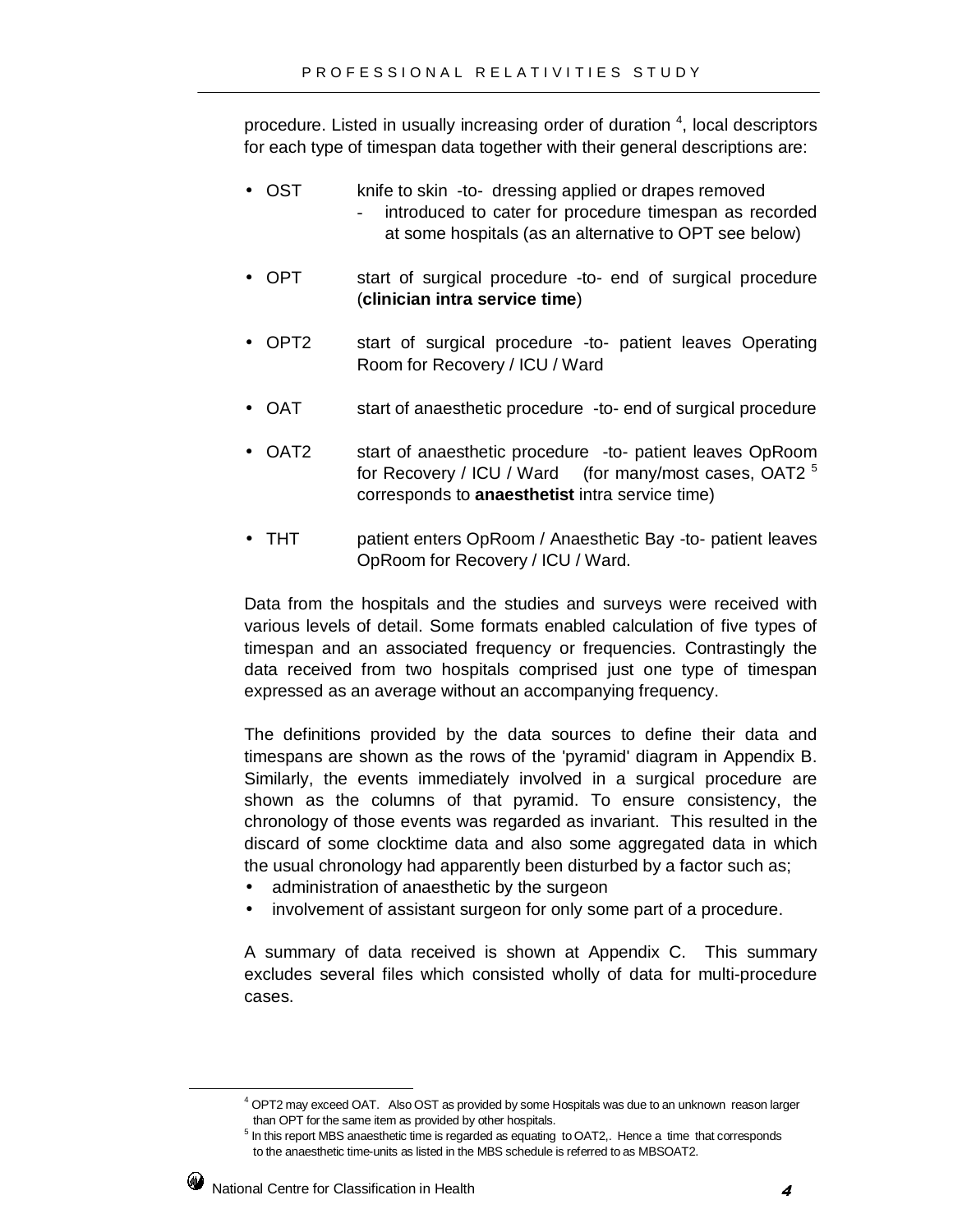procedure. Listed in usually increasing order of duration [4], local descriptors for each type of timespan data together with their general descriptions are:

- OST knife to skin -to- dressing applied or drapes removed
  - introduced to cater for procedure timespan as recorded at some hospitals (as an alternative to OPT see below)
- OPT start of surgical procedure -to- end of surgical procedure (**clinician intra service time**)
- OPT2 start of surgical procedure -to- patient leaves Operating Room for Recovery / ICU / Ward
- OAT start of anaesthetic procedure -to- end of surgical procedure
- OAT2 start of anaesthetic procedure -to- patient leaves OpRoom for Recovery / ICU / Ward (for many/most cases, OAT2 [5] corresponds to **anaesthetist** intra service time)
- THT patient enters OpRoom / Anaesthetic Bay -to- patient leaves OpRoom for Recovery / ICU / Ward.

Data from the hospitals and the studies and surveys were received with various levels of detail. Some formats enabled calculation of five types of timespan and an associated frequency or frequencies. Contrastingly the data received from two hospitals comprised just one type of timespan expressed as an average without an accompanying frequency.

The definitions provided by the data sources to define their data and timespans are shown as the rows of the 'pyramid' diagram in Appendix B. Similarly, the events immediately involved in a surgical procedure are shown as the columns of that pyramid. To ensure consistency, the chronology of those events was regarded as invariant. This resulted in the discard of some clocktime data and also some aggregated data in which the usual chronology had apparently been disturbed by a factor such as;

- administration of anaesthetic by the surgeon
- involvement of assistant surgeon for only some part of a procedure.

A summary of data received is shown at Appendix C. This summary excludes several files which consisted wholly of data for multi-procedure cases.

---

[4] OPT2 may exceed OAT. Also OST as provided by some Hospitals was due to an unknown reason larger than OPT for the same item as provided by other hospitals.

[5] In this report MBS anaesthetic time is regarded as equating to OAT2,. Hence a time that corresponds to the anaesthetic time-units as listed in the MBS schedule is referred to as MBSOAT2.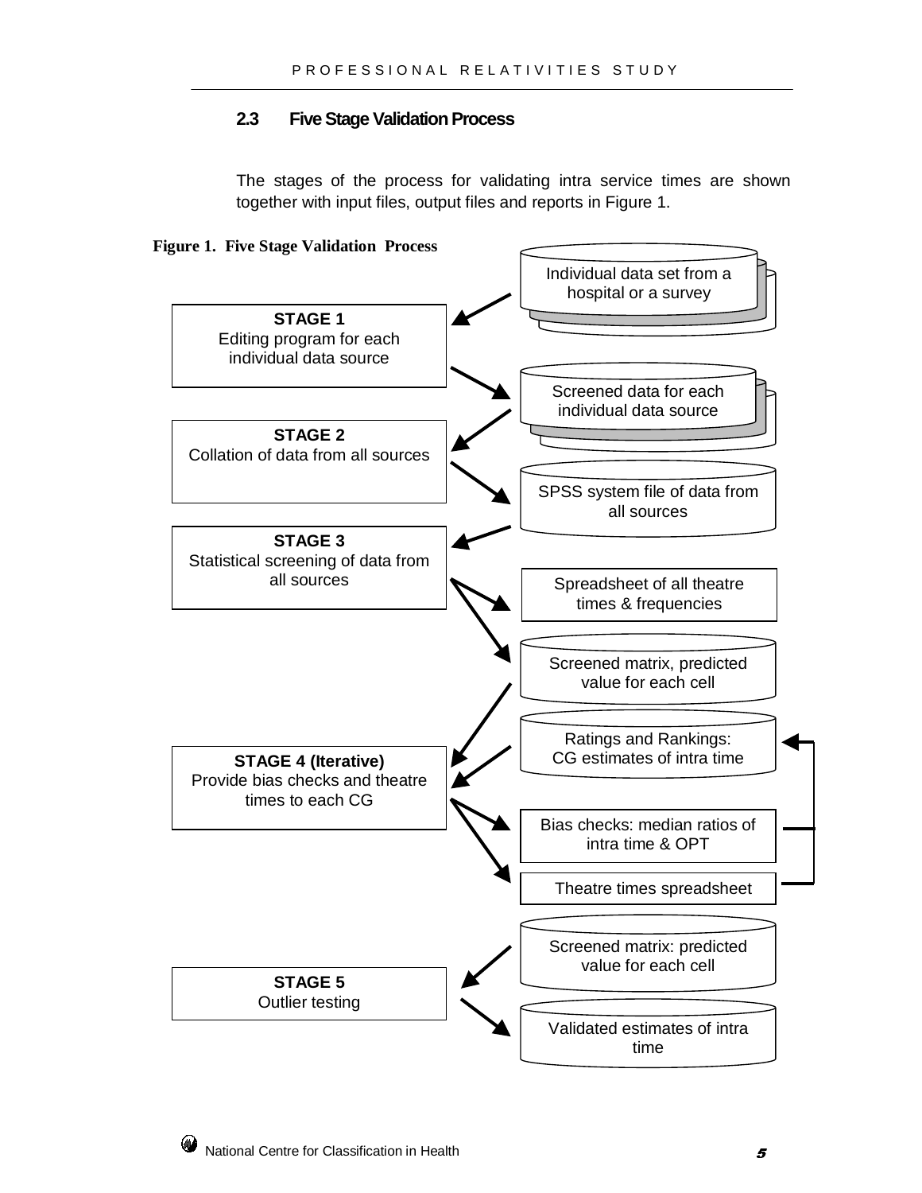### 2.3 Five Stage Validation Process

The stages of the process for validating intra service times are shown together with input files, output files and reports in Figure 1.

**Figure 1. Five Stage Validation Process**

Individual data set from a hospital or a survey

**STAGE 1**
Editing program for each individual data source

Screened data for each individual data source

**STAGE 2**
Collation of data from all sources

SPSS system file of data from all sources

**STAGE 3**
Statistical screening of data from all sources

Spreadsheet of all theatre times & frequencies

Screened matrix, predicted value for each cell

Ratings and Rankings: CG estimates of intra time

**STAGE 4 (Iterative)**
Provide bias checks and theatre times to each CG

Bias checks: median ratios of intra time & OPT

Theatre times spreadsheet

Screened matrix: predicted value for each cell

**STAGE 5**
Outlier testing

Validated estimates of intra time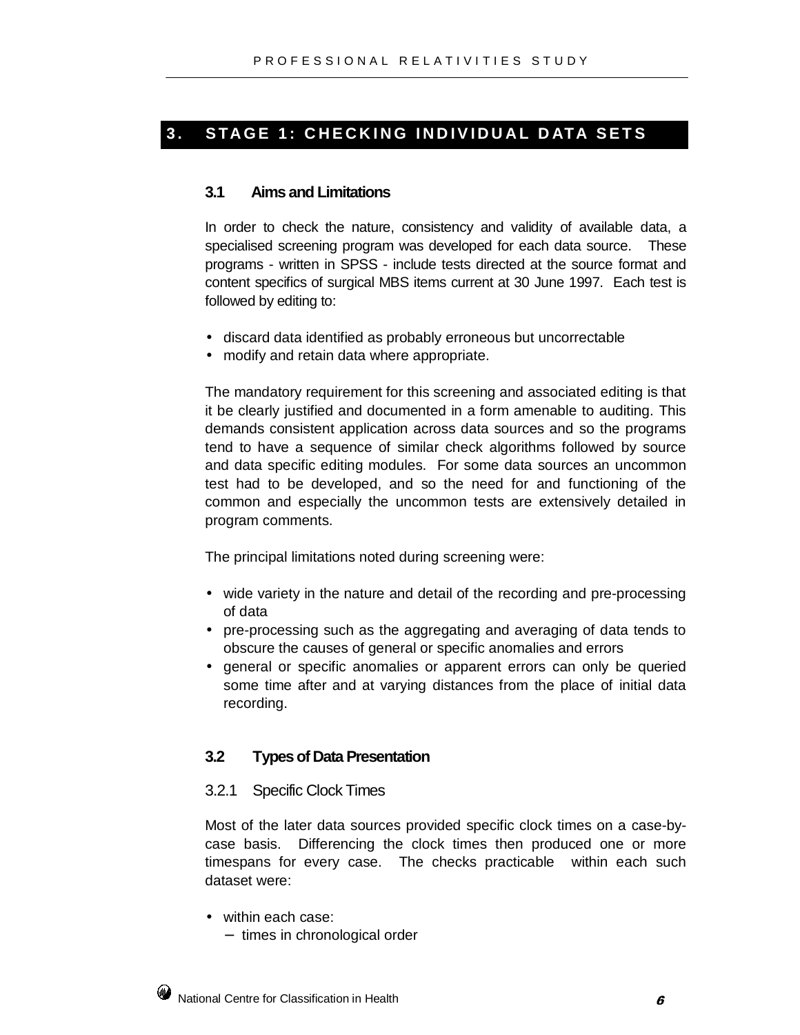# 3. STAGE 1: CHECKING INDIVIDUAL DATA SETS

## 3.1 Aims and Limitations

In order to check the nature, consistency and validity of available data, a specialised screening program was developed for each data source. These programs - written in SPSS - include tests directed at the source format and content specifics of surgical MBS items current at 30 June 1997. Each test is followed by editing to:

- discard data identified as probably erroneous but uncorrectable
- modify and retain data where appropriate.

The mandatory requirement for this screening and associated editing is that it be clearly justified and documented in a form amenable to auditing. This demands consistent application across data sources and so the programs tend to have a sequence of similar check algorithms followed by source and data specific editing modules. For some data sources an uncommon test had to be developed, and so the need for and functioning of the common and especially the uncommon tests are extensively detailed in program comments.

The principal limitations noted during screening were:

- wide variety in the nature and detail of the recording and pre-processing of data
- pre-processing such as the aggregating and averaging of data tends to obscure the causes of general or specific anomalies and errors
- general or specific anomalies or apparent errors can only be queried some time after and at varying distances from the place of initial data recording.

## 3.2 Types of Data Presentation

### 3.2.1 Specific Clock Times

Most of the later data sources provided specific clock times on a case-by-case basis. Differencing the clock times then produced one or more timespans for every case. The checks practicable within each such dataset were:

- within each case:
  - times in chronological order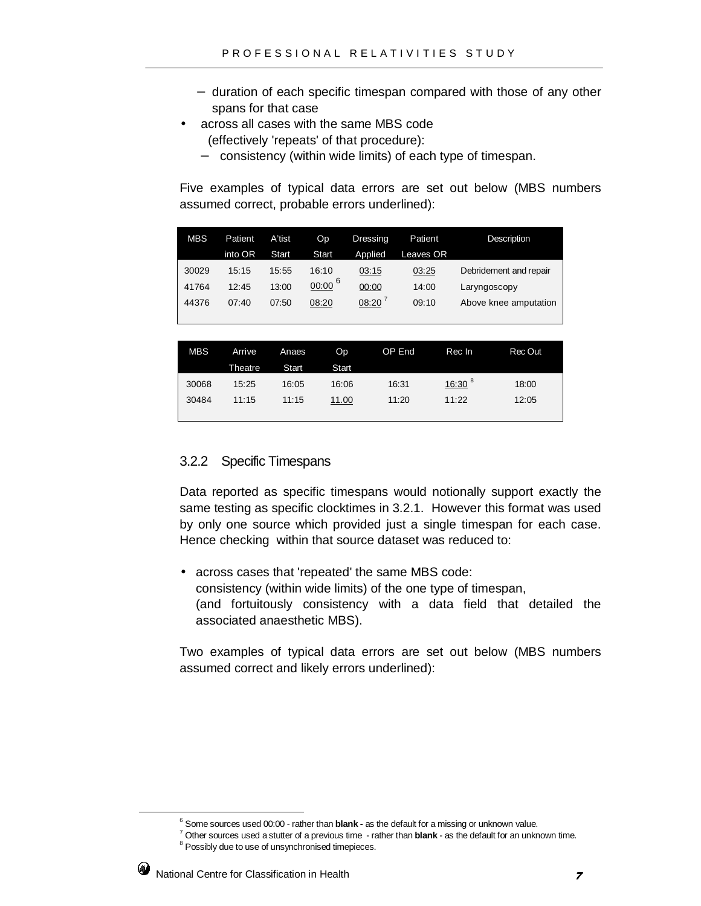- duration of each specific timespan compared with those of any other spans for that case
- across all cases with the same MBS code (effectively 'repeats' of that procedure):
  - consistency (within wide limits) of each type of timespan.

Five examples of typical data errors are set out below (MBS numbers assumed correct, probable errors underlined):

| MBS | Patient into OR | A'tist Start | Op Start | Dressing Applied | Patient Leaves OR | Description |
|---|---|---|---|---|---|---|
| 30029 | 15:15 | 15:55 | 16:10 | <u>03:15</u> | <u>03:25</u> | Debridement and repair |
| 41764 | 12:45 | 13:00 | <u>00:00</u> [6] | <u>00:00</u> | 14:00 | Laryngoscopy |
| 44376 | 07:40 | 07:50 | <u>08:20</u> | <u>08:20</u> [7] | 09:10 | Above knee amputation |

| MBS | Arrive Theatre | Anaes Start | Op Start | OP End | Rec In | Rec Out |
|---|---|---|---|---|---|---|
| 30068 | 15:25 | 16:05 | 16:06 | 16:31 | <u>16:30</u> [8] | 18:00 |
| 30484 | 11:15 | 11:15 | <u>11.00</u> | 11:20 | 11:22 | 12:05 |

### 3.2.2 Specific Timespans

Data reported as specific timespans would notionally support exactly the same testing as specific clocktimes in 3.2.1. However this format was used by only one source which provided just a single timespan for each case. Hence checking within that source dataset was reduced to:

- across cases that 'repeated' the same MBS code: consistency (within wide limits) of the one type of timespan, (and fortuitously consistency with a data field that detailed the associated anaesthetic MBS).

Two examples of typical data errors are set out below (MBS numbers assumed correct and likely errors underlined):

---

[6] Some sources used 00:00 - rather than **blank -** as the default for a missing or unknown value.

[7] Other sources used a stutter of a previous time - rather than **blank** - as the default for an unknown time.

[8] Possibly due to use of unsynchronised timepieces.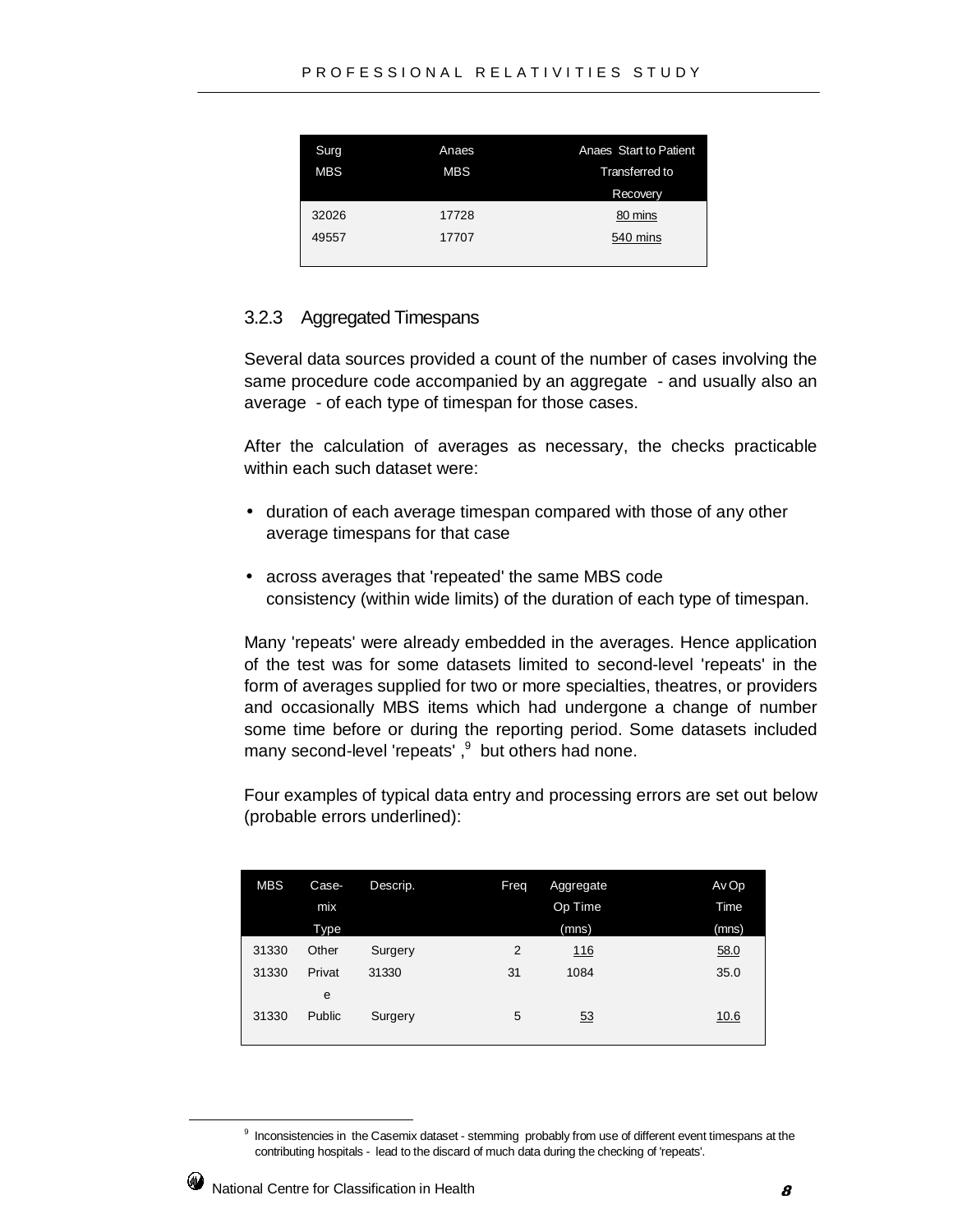| Surg MBS | Anaes MBS | Anaes Start to Patient Transferred to Recovery |
|---|---|---|
| 32026 | 17728 | <u>80 mins</u> |
| 49557 | 17707 | <u>540 mins</u> |

### 3.2.3 Aggregated Timespans

Several data sources provided a count of the number of cases involving the same procedure code accompanied by an aggregate - and usually also an average - of each type of timespan for those cases.

After the calculation of averages as necessary, the checks practicable within each such dataset were:

- duration of each average timespan compared with those of any other average timespans for that case
- across averages that 'repeated' the same MBS code consistency (within wide limits) of the duration of each type of timespan.

Many 'repeats' were already embedded in the averages. Hence application of the test was for some datasets limited to second-level 'repeats' in the form of averages supplied for two or more specialties, theatres, or providers and occasionally MBS items which had undergone a change of number some time before or during the reporting period. Some datasets included many second-level 'repeats' ,[9] but others had none.

Four examples of typical data entry and processing errors are set out below (probable errors underlined):

| MBS | Case-mix Type | Descrip. | Freq | Aggregate Op Time (mns) | Av Op Time (mns) |
|---|---|---|---|---|---|
| 31330 | Other | Surgery | 2 | <u>116</u> | <u>58.0</u> |
| 31330 | Private | 31330 | 31 | 1084 | 35.0 |
| 31330 | Public | Surgery | 5 | <u>53</u> | <u>10.6</u> |

[9] Inconsistencies in the Casemix dataset - stemming probably from use of different event timespans at the contributing hospitals - lead to the discard of much data during the checking of 'repeats'.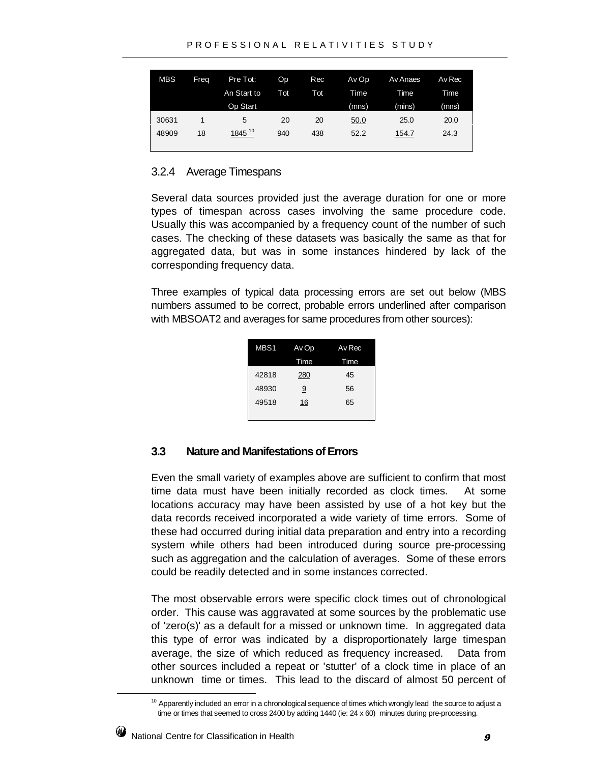| MBS | Freq | Pre Tot: An Start to Op Start | Op Tot | Rec Tot | Av Op Time (mns) | Av Anaes Time (mins) | Av Rec Time (mns) |
|---|---|---|---|---|---|---|---|
| 30631 | 1 | 5 | 20 | 20 | 50.0 | 25.0 | 20.0 |
| 48909 | 18 | 1845 [10] | 940 | 438 | 52.2 | 154.7 | 24.3 |

### 3.2.4 Average Timespans

Several data sources provided just the average duration for one or more types of timespan across cases involving the same procedure code. Usually this was accompanied by a frequency count of the number of such cases. The checking of these datasets was basically the same as that for aggregated data, but was in some instances hindered by lack of the corresponding frequency data.

Three examples of typical data processing errors are set out below (MBS numbers assumed to be correct, probable errors underlined after comparison with MBSOAT2 and averages for same procedures from other sources):

| MBS1 | Av Op Time | Av Rec Time |
|---|---|---|
| 42818 | 280 | 45 |
| 48930 | 9 | 56 |
| 49518 | 16 | 65 |

## 3.3 Nature and Manifestations of Errors

Even the small variety of examples above are sufficient to confirm that most time data must have been initially recorded as clock times. At some locations accuracy may have been assisted by use of a hot key but the data records received incorporated a wide variety of time errors. Some of these had occurred during initial data preparation and entry into a recording system while others had been introduced during source pre-processing such as aggregation and the calculation of averages. Some of these errors could be readily detected and in some instances corrected.

The most observable errors were specific clock times out of chronological order. This cause was aggravated at some sources by the problematic use of 'zero(s)' as a default for a missed or unknown time. In aggregated data this type of error was indicated by a disproportionately large timespan average, the size of which reduced as frequency increased. Data from other sources included a repeat or 'stutter' of a clock time in place of an unknown time or times. This lead to the discard of almost 50 percent of

[10] Apparently included an error in a chronological sequence of times which wrongly lead the source to adjust a time or times that seemed to cross 2400 by adding 1440 (ie: 24 x 60) minutes during pre-processing.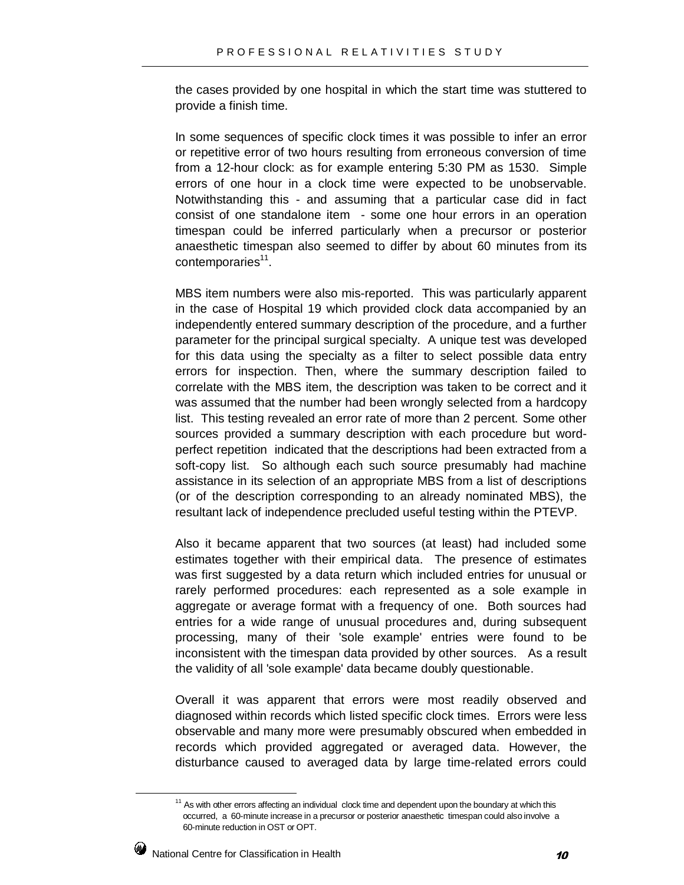the cases provided by one hospital in which the start time was stuttered to provide a finish time.

In some sequences of specific clock times it was possible to infer an error or repetitive error of two hours resulting from erroneous conversion of time from a 12-hour clock: as for example entering 5:30 PM as 1530. Simple errors of one hour in a clock time were expected to be unobservable. Notwithstanding this - and assuming that a particular case did in fact consist of one standalone item - some one hour errors in an operation timespan could be inferred particularly when a precursor or posterior anaesthetic timespan also seemed to differ by about 60 minutes from its contemporaries[11].

MBS item numbers were also mis-reported. This was particularly apparent in the case of Hospital 19 which provided clock data accompanied by an independently entered summary description of the procedure, and a further parameter for the principal surgical specialty. A unique test was developed for this data using the specialty as a filter to select possible data entry errors for inspection. Then, where the summary description failed to correlate with the MBS item, the description was taken to be correct and it was assumed that the number had been wrongly selected from a hardcopy list. This testing revealed an error rate of more than 2 percent. Some other sources provided a summary description with each procedure but word-perfect repetition indicated that the descriptions had been extracted from a soft-copy list. So although each such source presumably had machine assistance in its selection of an appropriate MBS from a list of descriptions (or of the description corresponding to an already nominated MBS), the resultant lack of independence precluded useful testing within the PTEVP.

Also it became apparent that two sources (at least) had included some estimates together with their empirical data. The presence of estimates was first suggested by a data return which included entries for unusual or rarely performed procedures: each represented as a sole example in aggregate or average format with a frequency of one. Both sources had entries for a wide range of unusual procedures and, during subsequent processing, many of their 'sole example' entries were found to be inconsistent with the timespan data provided by other sources. As a result the validity of all 'sole example' data became doubly questionable.

Overall it was apparent that errors were most readily observed and diagnosed within records which listed specific clock times. Errors were less observable and many more were presumably obscured when embedded in records which provided aggregated or averaged data. However, the disturbance caused to averaged data by large time-related errors could

[11] As with other errors affecting an individual clock time and dependent upon the boundary at which this occurred, a 60-minute increase in a precursor or posterior anaesthetic timespan could also involve a 60-minute reduction in OST or OPT.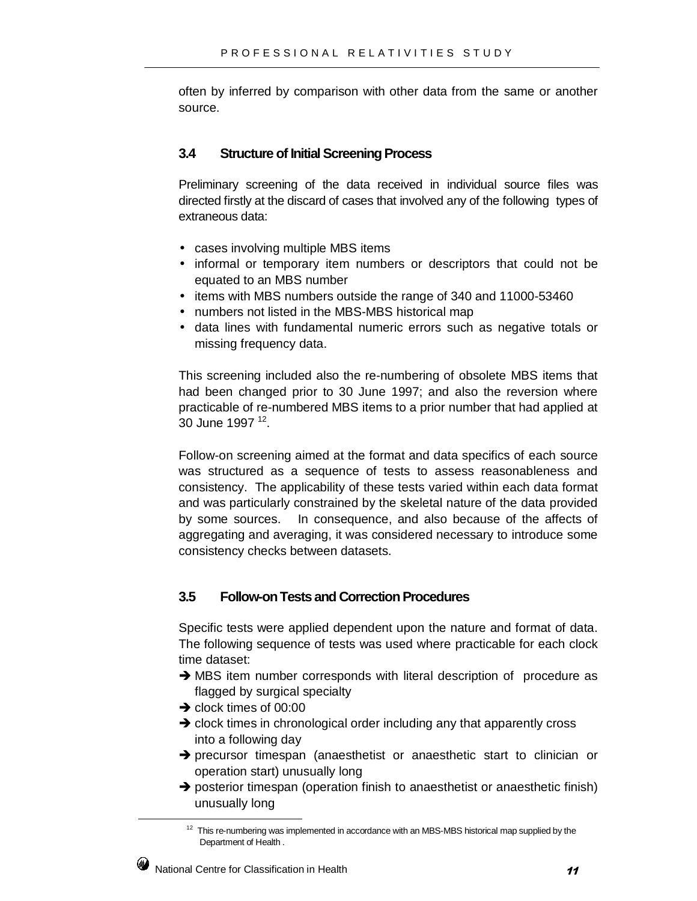often by inferred by comparison with other data from the same or another source.

## 3.4 Structure of Initial Screening Process

Preliminary screening of the data received in individual source files was directed firstly at the discard of cases that involved any of the following types of extraneous data:

- cases involving multiple MBS items
- informal or temporary item numbers or descriptors that could not be equated to an MBS number
- items with MBS numbers outside the range of 340 and 11000-53460
- numbers not listed in the MBS-MBS historical map
- data lines with fundamental numeric errors such as negative totals or missing frequency data.

This screening included also the re-numbering of obsolete MBS items that had been changed prior to 30 June 1997; and also the reversion where practicable of re-numbered MBS items to a prior number that had applied at 30 June 1997 [12].

Follow-on screening aimed at the format and data specifics of each source was structured as a sequence of tests to assess reasonableness and consistency. The applicability of these tests varied within each data format and was particularly constrained by the skeletal nature of the data provided by some sources. In consequence, and also because of the affects of aggregating and averaging, it was considered necessary to introduce some consistency checks between datasets.

## 3.5 Follow-on Tests and Correction Procedures

Specific tests were applied dependent upon the nature and format of data. The following sequence of tests was used where practicable for each clock time dataset:

- ➔ MBS item number corresponds with literal description of procedure as flagged by surgical specialty
- ➔ clock times of 00:00
- ➔ clock times in chronological order including any that apparently cross into a following day
- ➔ precursor timespan (anaesthetist or anaesthetic start to clinician or operation start) unusually long
- ➔ posterior timespan (operation finish to anaesthetist or anaesthetic finish) unusually long

[12] This re-numbering was implemented in accordance with an MBS-MBS historical map supplied by the Department of Health .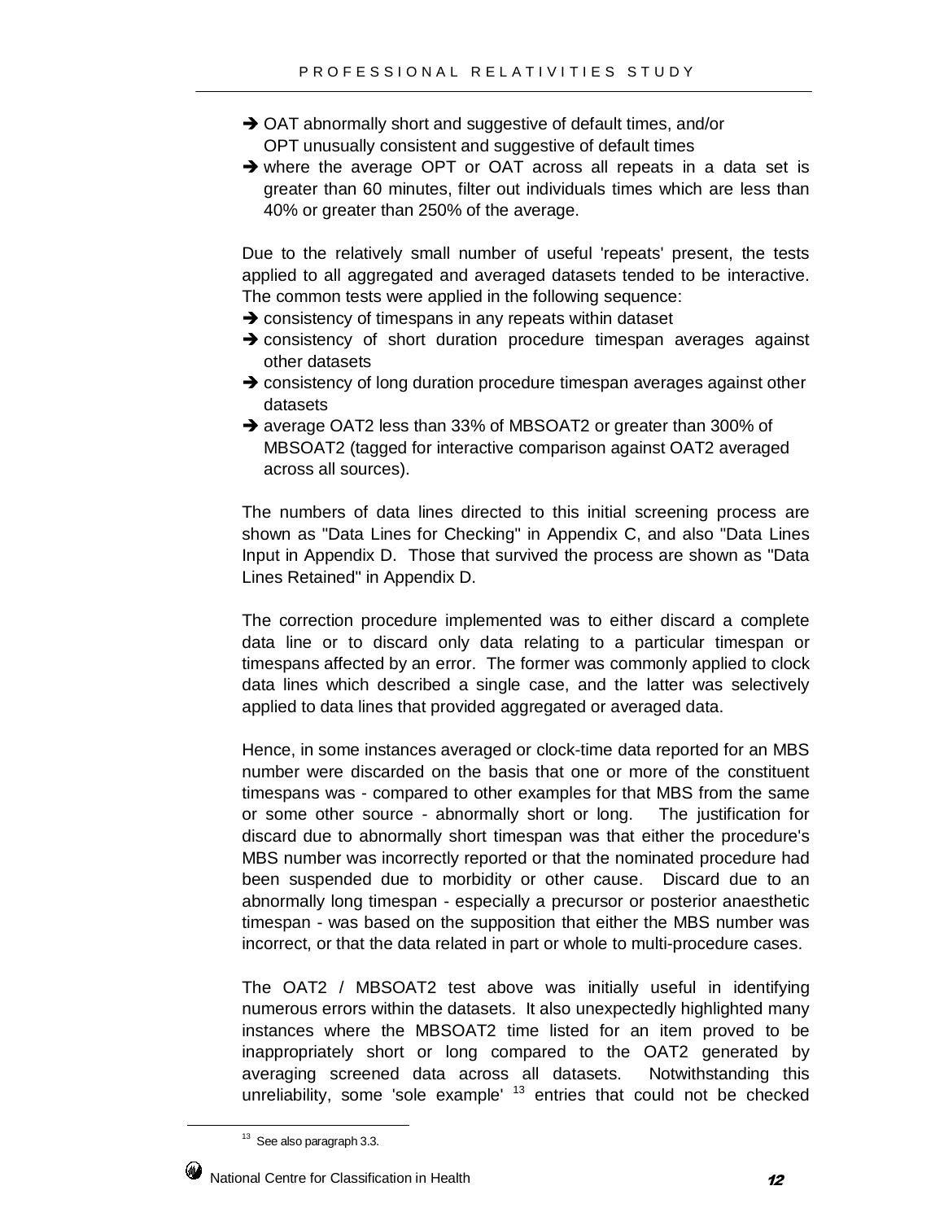- ➔ OAT abnormally short and suggestive of default times, and/or OPT unusually consistent and suggestive of default times
- ➔ where the average OPT or OAT across all repeats in a data set is greater than 60 minutes, filter out individuals times which are less than 40% or greater than 250% of the average.

Due to the relatively small number of useful 'repeats' present, the tests applied to all aggregated and averaged datasets tended to be interactive. The common tests were applied in the following sequence:

- ➔ consistency of timespans in any repeats within dataset
- ➔ consistency of short duration procedure timespan averages against other datasets
- ➔ consistency of long duration procedure timespan averages against other datasets
- ➔ average OAT2 less than 33% of MBSOAT2 or greater than 300% of MBSOAT2 (tagged for interactive comparison against OAT2 averaged across all sources).

The numbers of data lines directed to this initial screening process are shown as "Data Lines for Checking" in Appendix C, and also "Data Lines Input in Appendix D. Those that survived the process are shown as "Data Lines Retained" in Appendix D.

The correction procedure implemented was to either discard a complete data line or to discard only data relating to a particular timespan or timespans affected by an error. The former was commonly applied to clock data lines which described a single case, and the latter was selectively applied to data lines that provided aggregated or averaged data.

Hence, in some instances averaged or clock-time data reported for an MBS number were discarded on the basis that one or more of the constituent timespans was - compared to other examples for that MBS from the same or some other source - abnormally short or long. The justification for discard due to abnormally short timespan was that either the procedure's MBS number was incorrectly reported or that the nominated procedure had been suspended due to morbidity or other cause. Discard due to an abnormally long timespan - especially a precursor or posterior anaesthetic timespan - was based on the supposition that either the MBS number was incorrect, or that the data related in part or whole to multi-procedure cases.

The OAT2 / MBSOAT2 test above was initially useful in identifying numerous errors within the datasets. It also unexpectedly highlighted many instances where the MBSOAT2 time listed for an item proved to be inappropriately short or long compared to the OAT2 generated by averaging screened data across all datasets. Notwithstanding this unreliability, some 'sole example' [13] entries that could not be checked

[13] See also paragraph 3.3.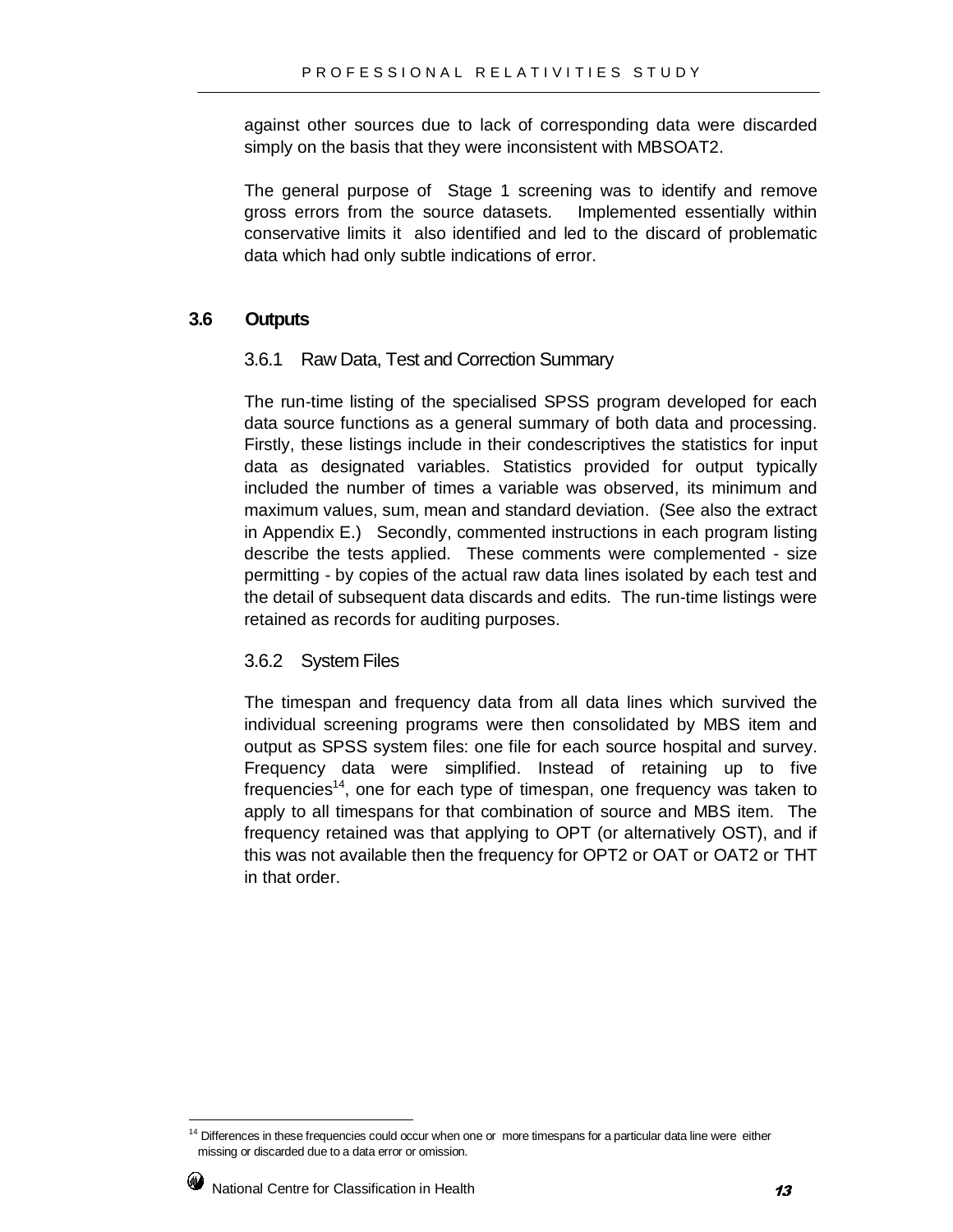against other sources due to lack of corresponding data were discarded simply on the basis that they were inconsistent with MBSOAT2.

The general purpose of Stage 1 screening was to identify and remove gross errors from the source datasets. Implemented essentially within conservative limits it also identified and led to the discard of problematic data which had only subtle indications of error.

## 3.6 Outputs

### 3.6.1 Raw Data, Test and Correction Summary

The run-time listing of the specialised SPSS program developed for each data source functions as a general summary of both data and processing. Firstly, these listings include in their condescriptives the statistics for input data as designated variables. Statistics provided for output typically included the number of times a variable was observed, its minimum and maximum values, sum, mean and standard deviation. (See also the extract in Appendix E.) Secondly, commented instructions in each program listing describe the tests applied. These comments were complemented - size permitting - by copies of the actual raw data lines isolated by each test and the detail of subsequent data discards and edits. The run-time listings were retained as records for auditing purposes.

### 3.6.2 System Files

The timespan and frequency data from all data lines which survived the individual screening programs were then consolidated by MBS item and output as SPSS system files: one file for each source hospital and survey. Frequency data were simplified. Instead of retaining up to five frequencies[14], one for each type of timespan, one frequency was taken to apply to all timespans for that combination of source and MBS item. The frequency retained was that applying to OPT (or alternatively OST), and if this was not available then the frequency for OPT2 or OAT or OAT2 or THT in that order.

[14] Differences in these frequencies could occur when one or more timespans for a particular data line were either missing or discarded due to a data error or omission.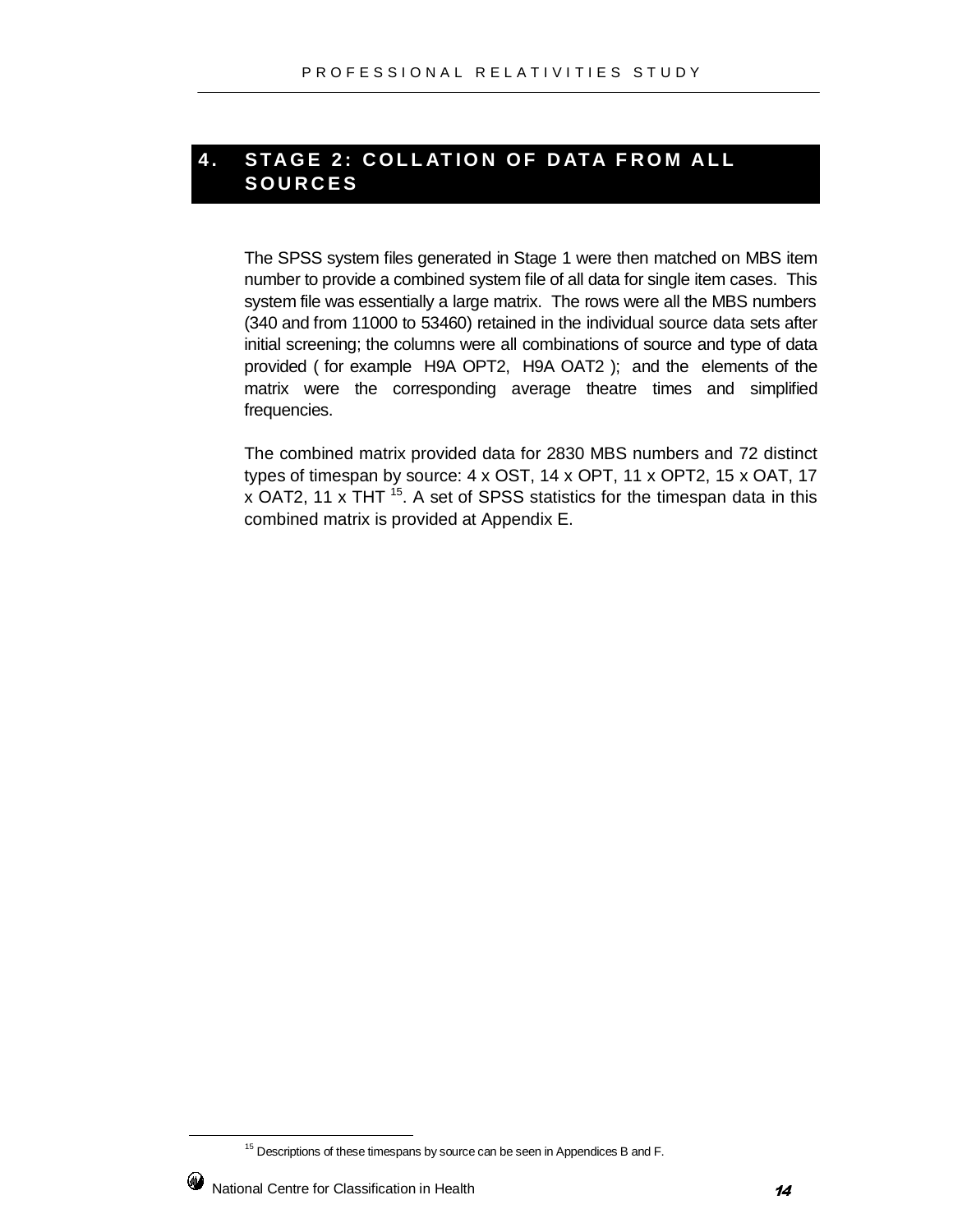# 4. STAGE 2: COLLATION OF DATA FROM ALL SOURCES

The SPSS system files generated in Stage 1 were then matched on MBS item number to provide a combined system file of all data for single item cases. This system file was essentially a large matrix. The rows were all the MBS numbers (340 and from 11000 to 53460) retained in the individual source data sets after initial screening; the columns were all combinations of source and type of data provided ( for example H9A OPT2, H9A OAT2 ); and the elements of the matrix were the corresponding average theatre times and simplified frequencies.

The combined matrix provided data for 2830 MBS numbers and 72 distinct types of timespan by source: 4 x OST, 14 x OPT, 11 x OPT2, 15 x OAT, 17 x OAT2, 11 x THT [15]. A set of SPSS statistics for the timespan data in this combined matrix is provided at Appendix E.

[15] Descriptions of these timespans by source can be seen in Appendices B and F.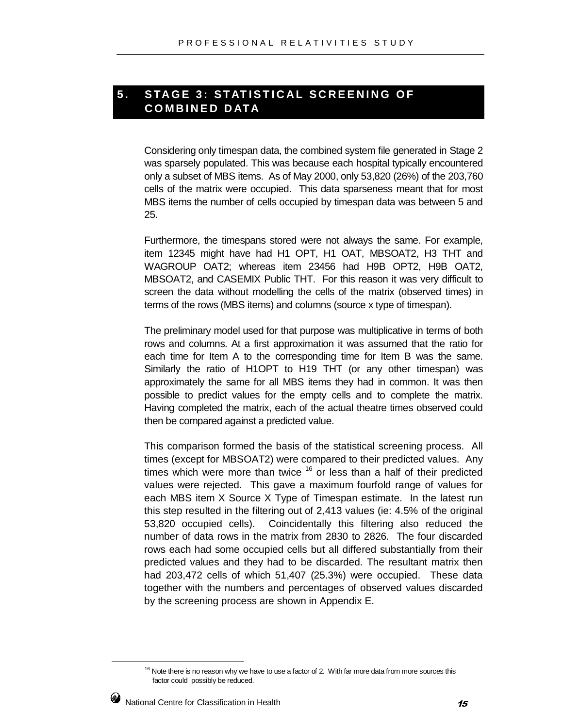# 5. STAGE 3: STATISTICAL SCREENING OF COMBINED DATA

Considering only timespan data, the combined system file generated in Stage 2 was sparsely populated. This was because each hospital typically encountered only a subset of MBS items. As of May 2000, only 53,820 (26%) of the 203,760 cells of the matrix were occupied. This data sparseness meant that for most MBS items the number of cells occupied by timespan data was between 5 and 25.

Furthermore, the timespans stored were not always the same. For example, item 12345 might have had H1 OPT, H1 OAT, MBSOAT2, H3 THT and WAGROUP OAT2; whereas item 23456 had H9B OPT2, H9B OAT2, MBSOAT2, and CASEMIX Public THT. For this reason it was very difficult to screen the data without modelling the cells of the matrix (observed times) in terms of the rows (MBS items) and columns (source x type of timespan).

The preliminary model used for that purpose was multiplicative in terms of both rows and columns. At a first approximation it was assumed that the ratio for each time for Item A to the corresponding time for Item B was the same. Similarly the ratio of H1OPT to H19 THT (or any other timespan) was approximately the same for all MBS items they had in common. It was then possible to predict values for the empty cells and to complete the matrix. Having completed the matrix, each of the actual theatre times observed could then be compared against a predicted value.

This comparison formed the basis of the statistical screening process. All times (except for MBSOAT2) were compared to their predicted values. Any times which were more than twice [16] or less than a half of their predicted values were rejected. This gave a maximum fourfold range of values for each MBS item X Source X Type of Timespan estimate. In the latest run this step resulted in the filtering out of 2,413 values (ie: 4.5% of the original 53,820 occupied cells). Coincidentally this filtering also reduced the number of data rows in the matrix from 2830 to 2826. The four discarded rows each had some occupied cells but all differed substantially from their predicted values and they had to be discarded. The resultant matrix then had 203,472 cells of which 51,407 (25.3%) were occupied. These data together with the numbers and percentages of observed values discarded by the screening process are shown in Appendix E.

[16] Note there is no reason why we have to use a factor of 2. With far more data from more sources this factor could possibly be reduced.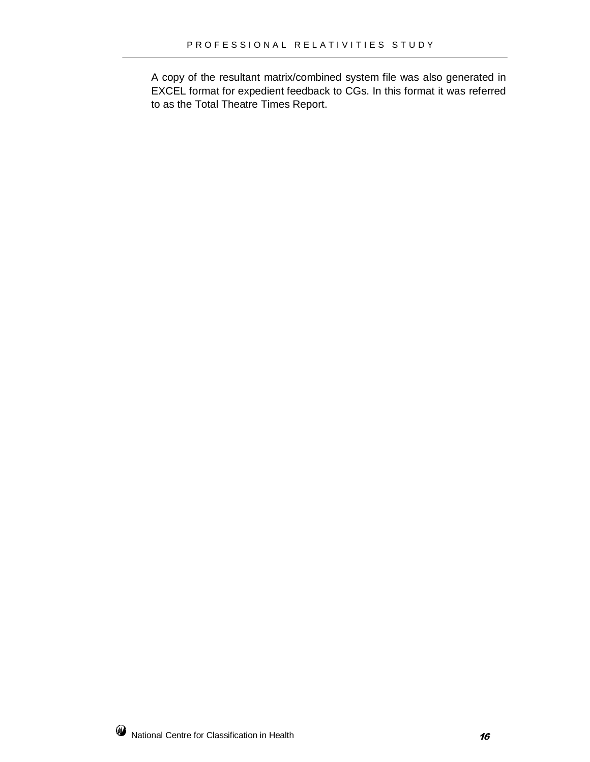A copy of the resultant matrix/combined system file was also generated in EXCEL format for expedient feedback to CGs. In this format it was referred to as the Total Theatre Times Report.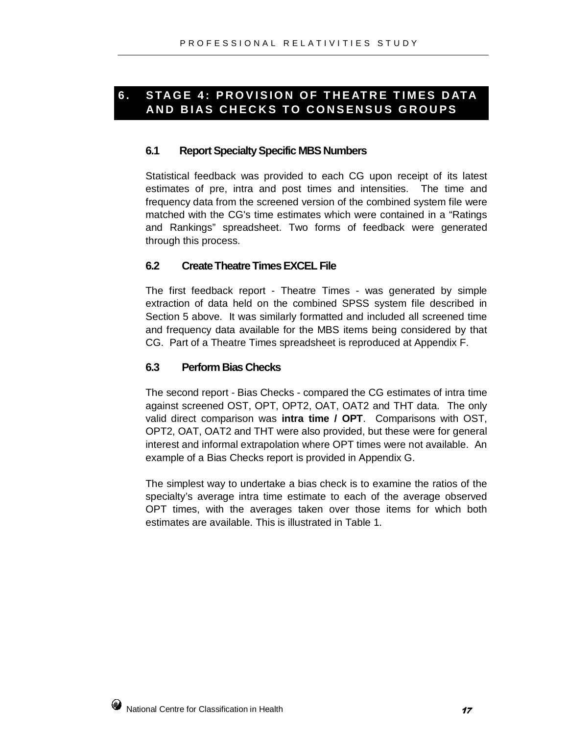# 6. STAGE 4: PROVISION OF THEATRE TIMES DATA AND BIAS CHECKS TO CONSENSUS GROUPS

### 6.1 Report Specialty Specific MBS Numbers

Statistical feedback was provided to each CG upon receipt of its latest estimates of pre, intra and post times and intensities. The time and frequency data from the screened version of the combined system file were matched with the CG's time estimates which were contained in a "Ratings and Rankings" spreadsheet. Two forms of feedback were generated through this process.

### 6.2 Create Theatre Times EXCEL File

The first feedback report - Theatre Times - was generated by simple extraction of data held on the combined SPSS system file described in Section 5 above. It was similarly formatted and included all screened time and frequency data available for the MBS items being considered by that CG. Part of a Theatre Times spreadsheet is reproduced at Appendix F.

### 6.3 Perform Bias Checks

The second report - Bias Checks - compared the CG estimates of intra time against screened OST, OPT, OPT2, OAT, OAT2 and THT data. The only valid direct comparison was **intra time / OPT**. Comparisons with OST, OPT2, OAT, OAT2 and THT were also provided, but these were for general interest and informal extrapolation where OPT times were not available. An example of a Bias Checks report is provided in Appendix G.

The simplest way to undertake a bias check is to examine the ratios of the specialty's average intra time estimate to each of the average observed OPT times, with the averages taken over those items for which both estimates are available. This is illustrated in Table 1.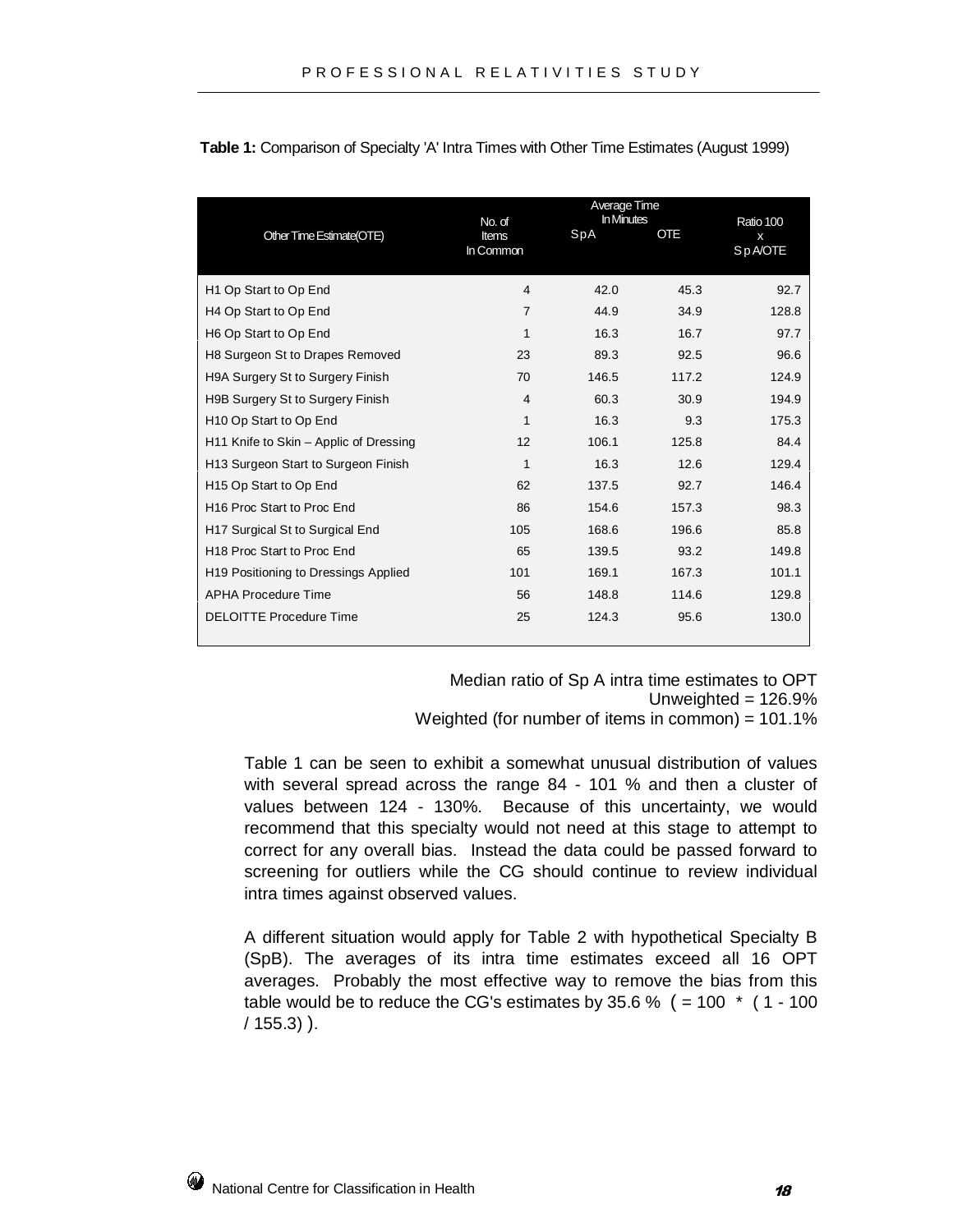**Table 1:** Comparison of Specialty 'A' Intra Times with Other Time Estimates (August 1999)

| Other Time Estimate(OTE) | No. of Items In Common | Average Time In Minutes | | Ratio 100 x SpA/OTE |
|---|---|---|---|---|
| | | SpA | OTE | |
| H1 Op Start to Op End | 4 | 42.0 | 45.3 | 92.7 |
| H4 Op Start to Op End | 7 | 44.9 | 34.9 | 128.8 |
| H6 Op Start to Op End | 1 | 16.3 | 16.7 | 97.7 |
| H8 Surgeon St to Drapes Removed | 23 | 89.3 | 92.5 | 96.6 |
| H9A Surgery St to Surgery Finish | 70 | 146.5 | 117.2 | 124.9 |
| H9B Surgery St to Surgery Finish | 4 | 60.3 | 30.9 | 194.9 |
| H10 Op Start to Op End | 1 | 16.3 | 9.3 | 175.3 |
| H11 Knife to Skin – Applic of Dressing | 12 | 106.1 | 125.8 | 84.4 |
| H13 Surgeon Start to Surgeon Finish | 1 | 16.3 | 12.6 | 129.4 |
| H15 Op Start to Op End | 62 | 137.5 | 92.7 | 146.4 |
| H16 Proc Start to Proc End | 86 | 154.6 | 157.3 | 98.3 |
| H17 Surgical St to Surgical End | 105 | 168.6 | 196.6 | 85.8 |
| H18 Proc Start to Proc End | 65 | 139.5 | 93.2 | 149.8 |
| H19 Positioning to Dressings Applied | 101 | 169.1 | 167.3 | 101.1 |
| APHA Procedure Time | 56 | 148.8 | 114.6 | 129.8 |
| DELOITTE Procedure Time | 25 | 124.3 | 95.6 | 130.0 |

Median ratio of Sp A intra time estimates to OPT
Unweighted = 126.9%
Weighted (for number of items in common) = 101.1%

Table 1 can be seen to exhibit a somewhat unusual distribution of values with several spread across the range 84 - 101 % and then a cluster of values between 124 - 130%. Because of this uncertainty, we would recommend that this specialty would not need at this stage to attempt to correct for any overall bias. Instead the data could be passed forward to screening for outliers while the CG should continue to review individual intra times against observed values.

A different situation would apply for Table 2 with hypothetical Specialty B (SpB). The averages of its intra time estimates exceed all 16 OPT averages. Probably the most effective way to remove the bias from this table would be to reduce the CG's estimates by 35.6 % ( = 100 * ( 1 - 100 / 155.3) ).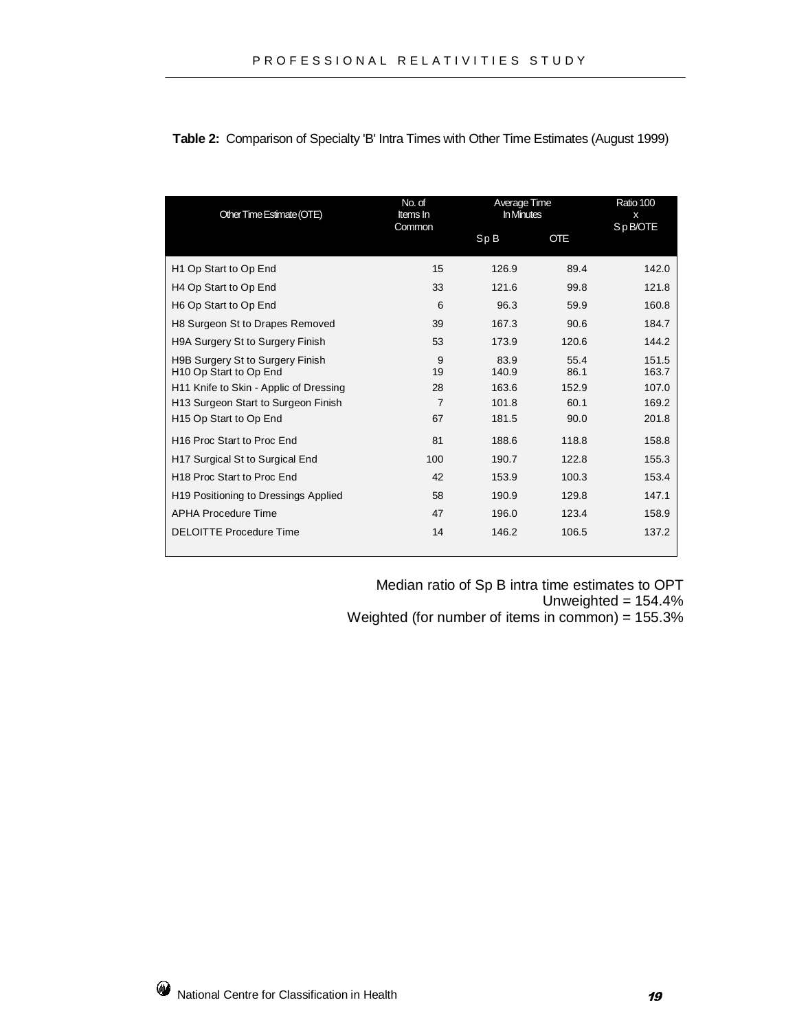**Table 2:** Comparison of Specialty 'B' Intra Times with Other Time Estimates (August 1999)

| Other Time Estimate (OTE) | No. of Items In Common | Average Time In Minutes | | Ratio 100 x SpB/OTE |
|---|---|---|---|---|
| | | Sp B | OTE | |
| H1 Op Start to Op End | 15 | 126.9 | 89.4 | 142.0 |
| H4 Op Start to Op End | 33 | 121.6 | 99.8 | 121.8 |
| H6 Op Start to Op End | 6 | 96.3 | 59.9 | 160.8 |
| H8 Surgeon St to Drapes Removed | 39 | 167.3 | 90.6 | 184.7 |
| H9A Surgery St to Surgery Finish | 53 | 173.9 | 120.6 | 144.2 |
| H9B Surgery St to Surgery Finish | 9 | 83.9 | 55.4 | 151.5 |
| H10 Op Start to Op End | 19 | 140.9 | 86.1 | 163.7 |
| H11 Knife to Skin - Applic of Dressing | 28 | 163.6 | 152.9 | 107.0 |
| H13 Surgeon Start to Surgeon Finish | 7 | 101.8 | 60.1 | 169.2 |
| H15 Op Start to Op End | 67 | 181.5 | 90.0 | 201.8 |
| H16 Proc Start to Proc End | 81 | 188.6 | 118.8 | 158.8 |
| H17 Surgical St to Surgical End | 100 | 190.7 | 122.8 | 155.3 |
| H18 Proc Start to Proc End | 42 | 153.9 | 100.3 | 153.4 |
| H19 Positioning to Dressings Applied | 58 | 190.9 | 129.8 | 147.1 |
| APHA Procedure Time | 47 | 196.0 | 123.4 | 158.9 |
| DELOITTE Procedure Time | 14 | 146.2 | 106.5 | 137.2 |

Median ratio of Sp B intra time estimates to OPT
Unweighted = 154.4%
Weighted (for number of items in common) = 155.3%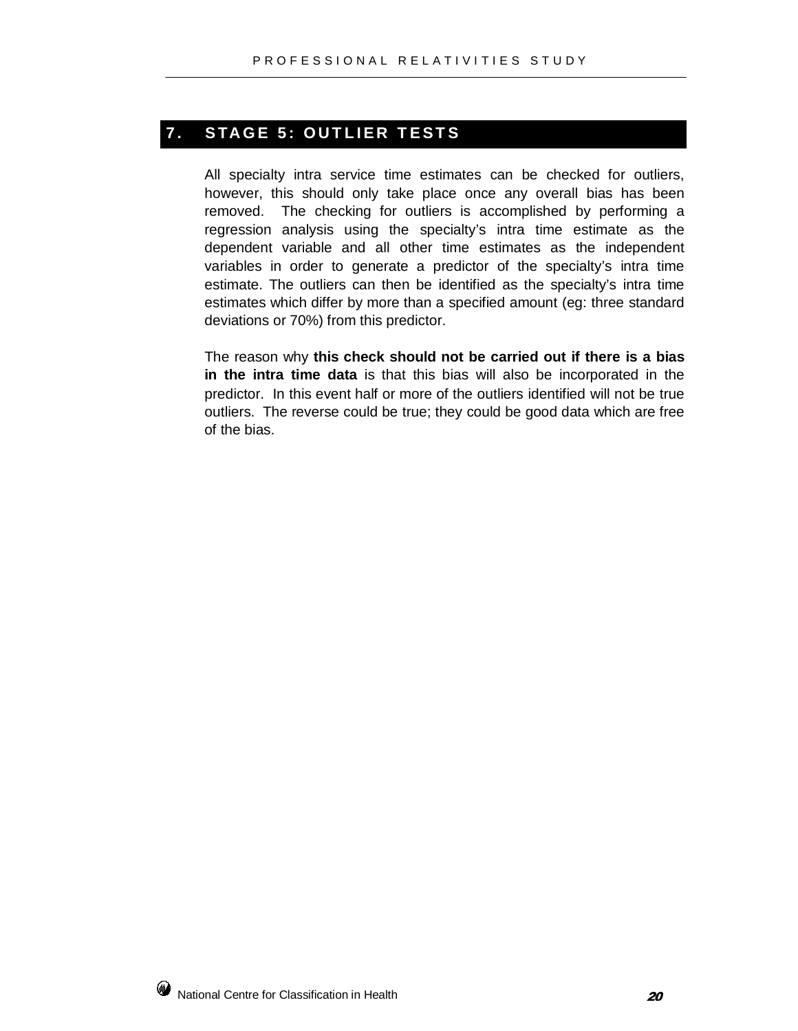## 7. STAGE 5: OUTLIER TESTS

All specialty intra service time estimates can be checked for outliers, however, this should only take place once any overall bias has been removed. The checking for outliers is accomplished by performing a regression analysis using the specialty's intra time estimate as the dependent variable and all other time estimates as the independent variables in order to generate a predictor of the specialty's intra time estimate. The outliers can then be identified as the specialty's intra time estimates which differ by more than a specified amount (eg: three standard deviations or 70%) from this predictor.

The reason why **this check should not be carried out if there is a bias in the intra time data** is that this bias will also be incorporated in the predictor. In this event half or more of the outliers identified will not be true outliers. The reverse could be true; they could be good data which are free of the bias.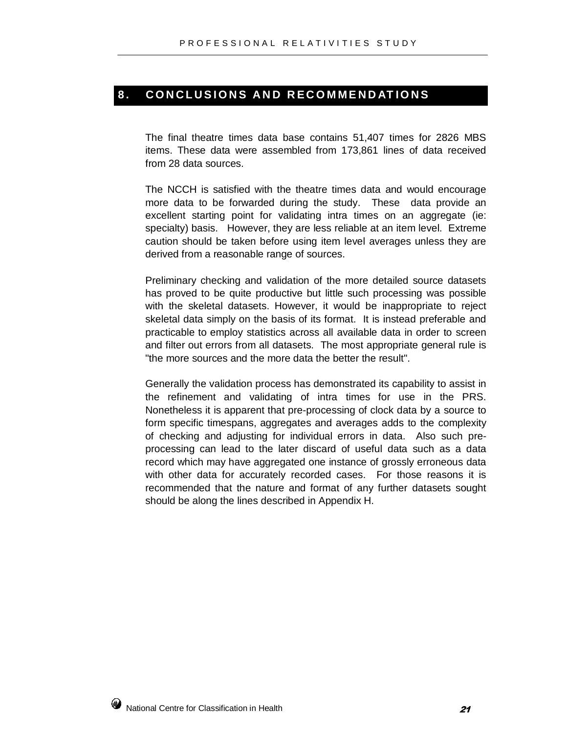# 8. CONCLUSIONS AND RECOMMENDATIONS

The final theatre times data base contains 51,407 times for 2826 MBS items. These data were assembled from 173,861 lines of data received from 28 data sources.

The NCCH is satisfied with the theatre times data and would encourage more data to be forwarded during the study. These data provide an excellent starting point for validating intra times on an aggregate (ie: specialty) basis. However, they are less reliable at an item level. Extreme caution should be taken before using item level averages unless they are derived from a reasonable range of sources.

Preliminary checking and validation of the more detailed source datasets has proved to be quite productive but little such processing was possible with the skeletal datasets. However, it would be inappropriate to reject skeletal data simply on the basis of its format. It is instead preferable and practicable to employ statistics across all available data in order to screen and filter out errors from all datasets. The most appropriate general rule is "the more sources and the more data the better the result".

Generally the validation process has demonstrated its capability to assist in the refinement and validating of intra times for use in the PRS. Nonetheless it is apparent that pre-processing of clock data by a source to form specific timespans, aggregates and averages adds to the complexity of checking and adjusting for individual errors in data. Also such pre-processing can lead to the later discard of useful data such as a data record which may have aggregated one instance of grossly erroneous data with other data for accurately recorded cases. For those reasons it is recommended that the nature and format of any further datasets sought should be along the lines described in Appendix H.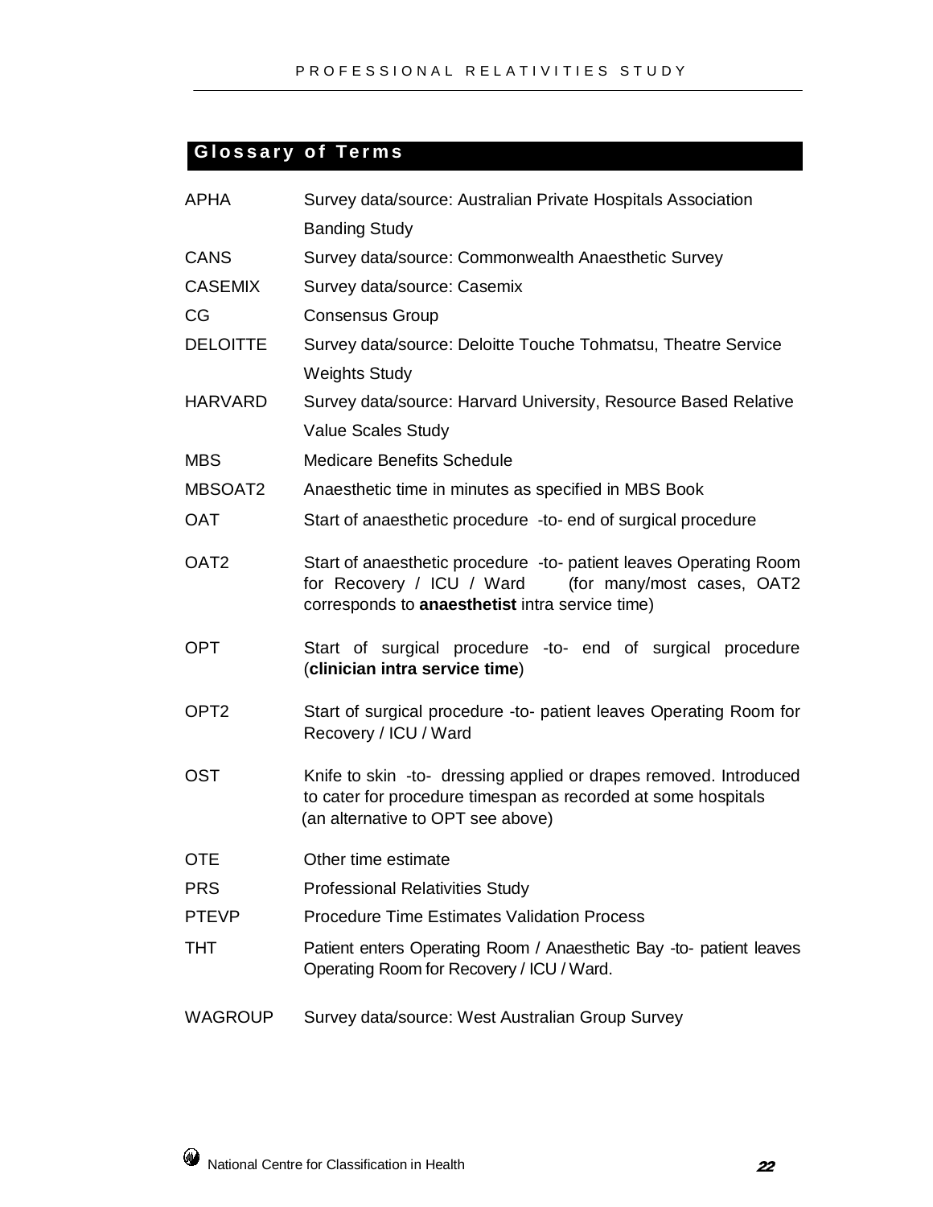## Glossary of Terms

| | |
|---|---|
| APHA | Survey data/source: Australian Private Hospitals Association Banding Study |
| CANS | Survey data/source: Commonwealth Anaesthetic Survey |
| CASEMIX | Survey data/source: Casemix |
| CG | Consensus Group |
| DELOITTE | Survey data/source: Deloitte Touche Tohmatsu, Theatre Service Weights Study |
| HARVARD | Survey data/source: Harvard University, Resource Based Relative Value Scales Study |
| MBS | Medicare Benefits Schedule |
| MBSOAT2 | Anaesthetic time in minutes as specified in MBS Book |
| OAT | Start of anaesthetic procedure -to- end of surgical procedure |
| OAT2 | Start of anaesthetic procedure -to- patient leaves Operating Room for Recovery / ICU / Ward (for many/most cases, OAT2 corresponds to **anaesthetist** intra service time) |
| OPT | Start of surgical procedure -to- end of surgical procedure (**clinician intra service time**) |
| OPT2 | Start of surgical procedure -to- patient leaves Operating Room for Recovery / ICU / Ward |
| OST | Knife to skin -to- dressing applied or drapes removed. Introduced to cater for procedure timespan as recorded at some hospitals (an alternative to OPT see above) |
| OTE | Other time estimate |
| PRS | Professional Relativities Study |
| PTEVP | Procedure Time Estimates Validation Process |
| THT | Patient enters Operating Room / Anaesthetic Bay -to- patient leaves Operating Room for Recovery / ICU / Ward. |
| WAGROUP | Survey data/source: West Australian Group Survey |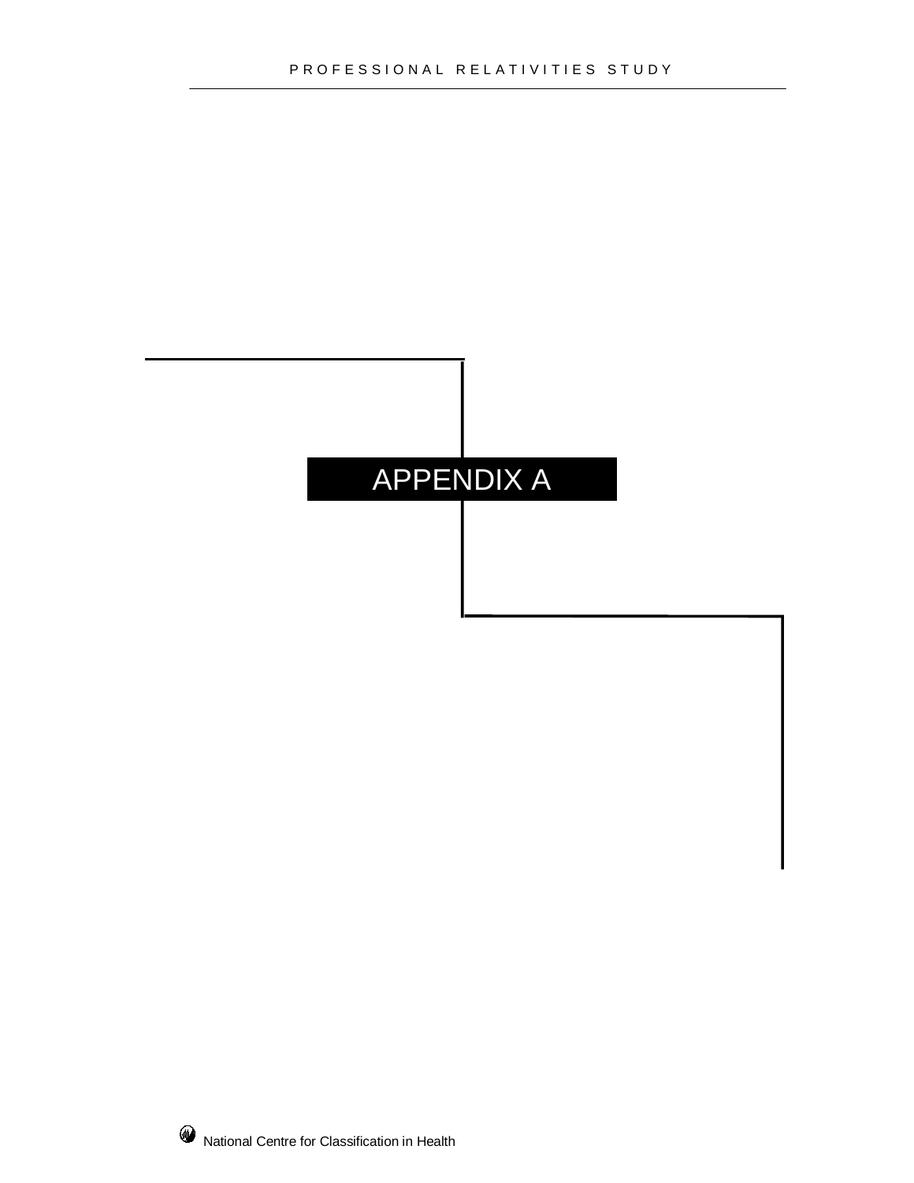# APPENDIX A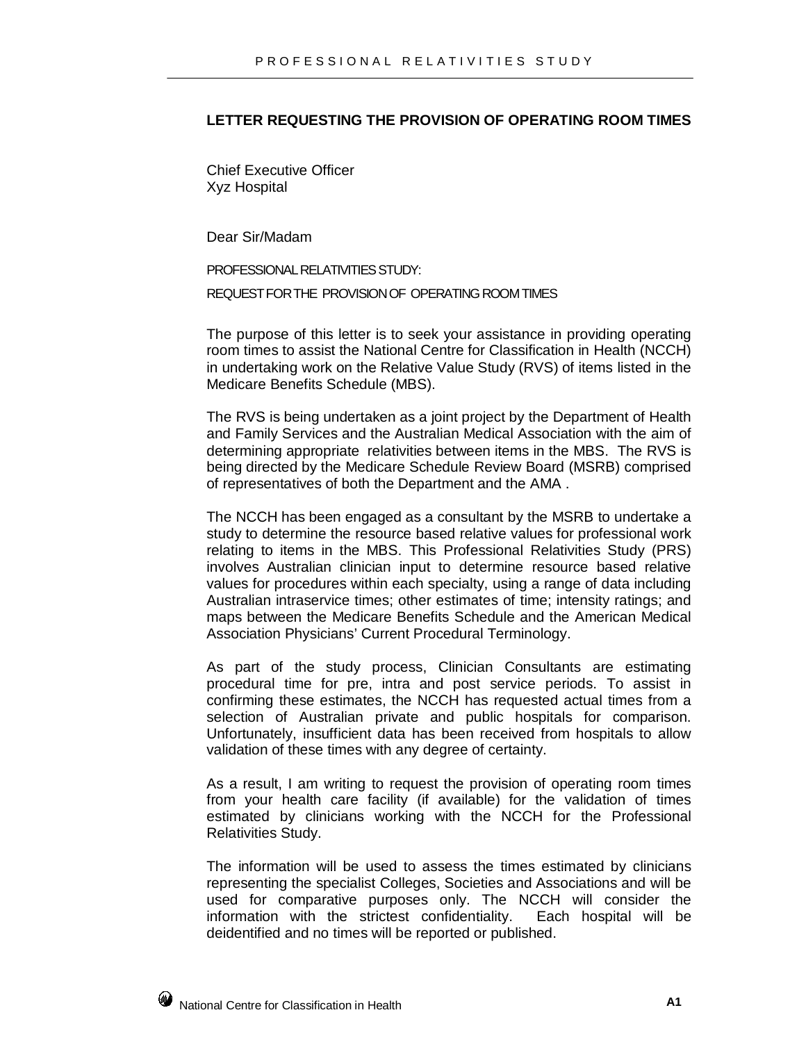**LETTER REQUESTING THE PROVISION OF OPERATING ROOM TIMES**

Chief Executive Officer
Xyz Hospital

Dear Sir/Madam

PROFESSIONAL RELATIVITIES STUDY:

REQUEST FOR THE PROVISION OF OPERATING ROOM TIMES

The purpose of this letter is to seek your assistance in providing operating room times to assist the National Centre for Classification in Health (NCCH) in undertaking work on the Relative Value Study (RVS) of items listed in the Medicare Benefits Schedule (MBS).

The RVS is being undertaken as a joint project by the Department of Health and Family Services and the Australian Medical Association with the aim of determining appropriate relativities between items in the MBS. The RVS is being directed by the Medicare Schedule Review Board (MSRB) comprised of representatives of both the Department and the AMA .

The NCCH has been engaged as a consultant by the MSRB to undertake a study to determine the resource based relative values for professional work relating to items in the MBS. This Professional Relativities Study (PRS) involves Australian clinician input to determine resource based relative values for procedures within each specialty, using a range of data including Australian intraservice times; other estimates of time; intensity ratings; and maps between the Medicare Benefits Schedule and the American Medical Association Physicians' Current Procedural Terminology.

As part of the study process, Clinician Consultants are estimating procedural time for pre, intra and post service periods. To assist in confirming these estimates, the NCCH has requested actual times from a selection of Australian private and public hospitals for comparison. Unfortunately, insufficient data has been received from hospitals to allow validation of these times with any degree of certainty.

As a result, I am writing to request the provision of operating room times from your health care facility (if available) for the validation of times estimated by clinicians working with the NCCH for the Professional Relativities Study.

The information will be used to assess the times estimated by clinicians representing the specialist Colleges, Societies and Associations and will be used for comparative purposes only. The NCCH will consider the information with the strictest confidentiality. Each hospital will be deidentified and no times will be reported or published.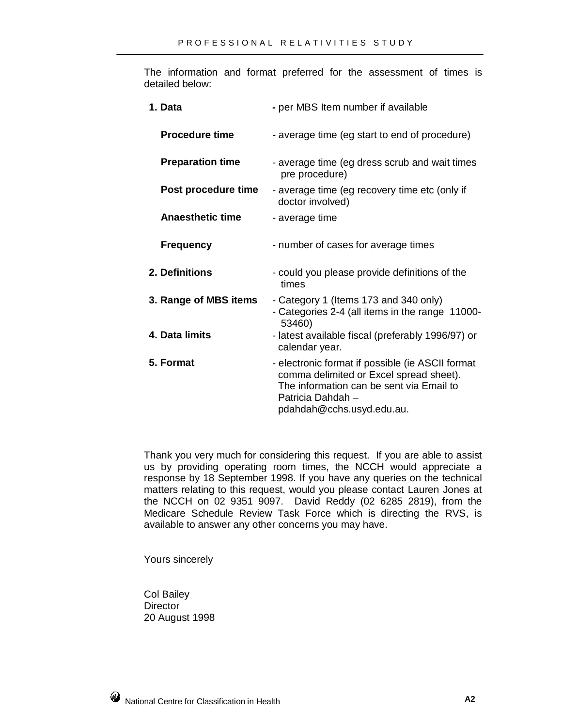The information and format preferred for the assessment of times is detailed below:

| | |
|---|---|
| **1. Data** | **-** per MBS Item number if available |
| **Procedure time** | **-** average time (eg start to end of procedure) |
| **Preparation time** | - average time (eg dress scrub and wait times pre procedure) |
| **Post procedure time** | - average time (eg recovery time etc (only if doctor involved) |
| **Anaesthetic time** | - average time |
| **Frequency** | - number of cases for average times |
| **2. Definitions** | - could you please provide definitions of the times |
| **3. Range of MBS items** | - Category 1 (Items 173 and 340 only)<br>- Categories 2-4 (all items in the range 11000-53460) |
| **4. Data limits** | - latest available fiscal (preferably 1996/97) or calendar year. |
| **5. Format** | - electronic format if possible (ie ASCII format comma delimited or Excel spread sheet). The information can be sent via Email to Patricia Dahdah – pdahdah@cchs.usyd.edu.au. |

Thank you very much for considering this request. If you are able to assist us by providing operating room times, the NCCH would appreciate a response by 18 September 1998. If you have any queries on the technical matters relating to this request, would you please contact Lauren Jones at the NCCH on 02 9351 9097. David Reddy (02 6285 2819), from the Medicare Schedule Review Task Force which is directing the RVS, is available to answer any other concerns you may have.

Yours sincerely

Col Bailey
Director
20 August 1998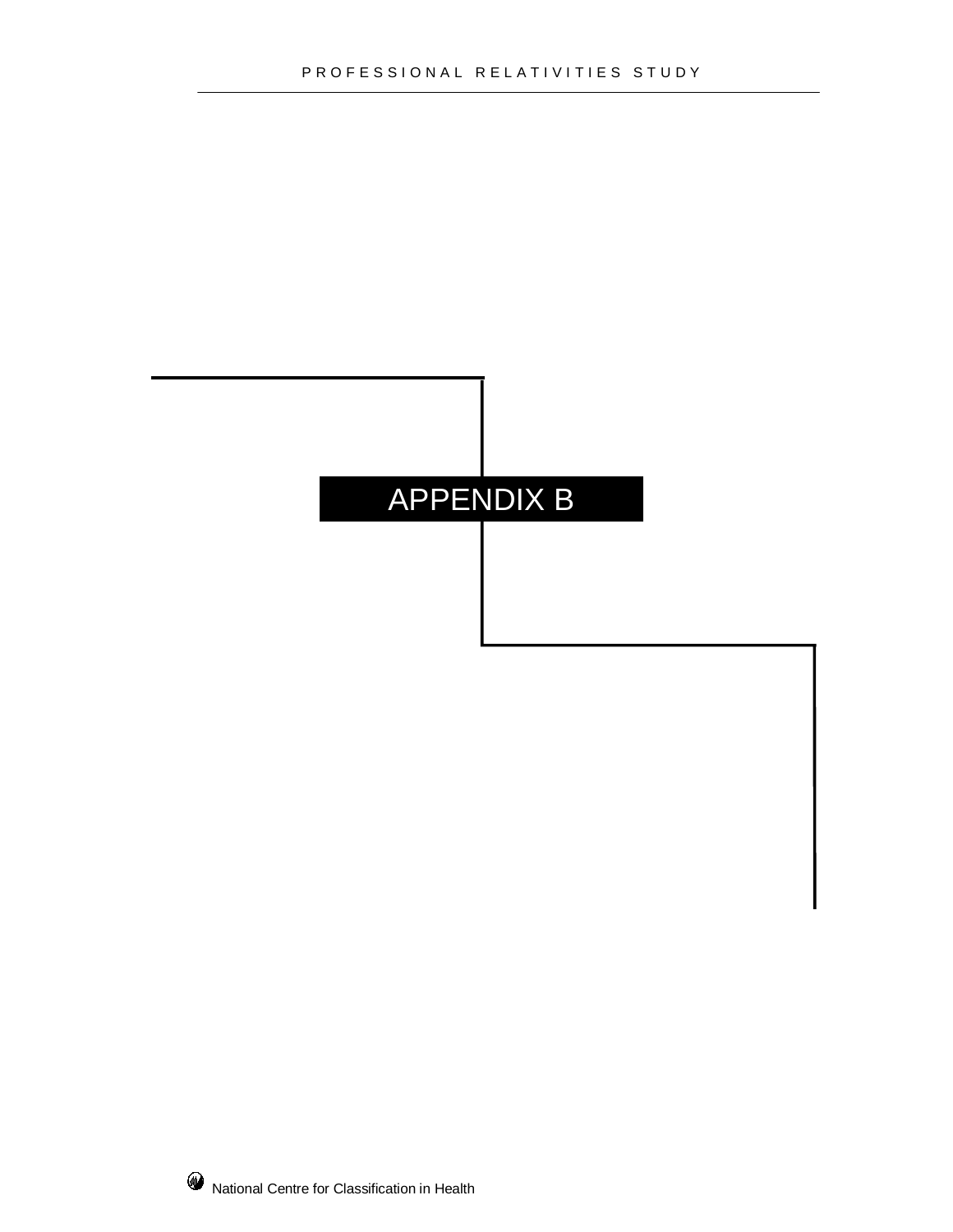# APPENDIX B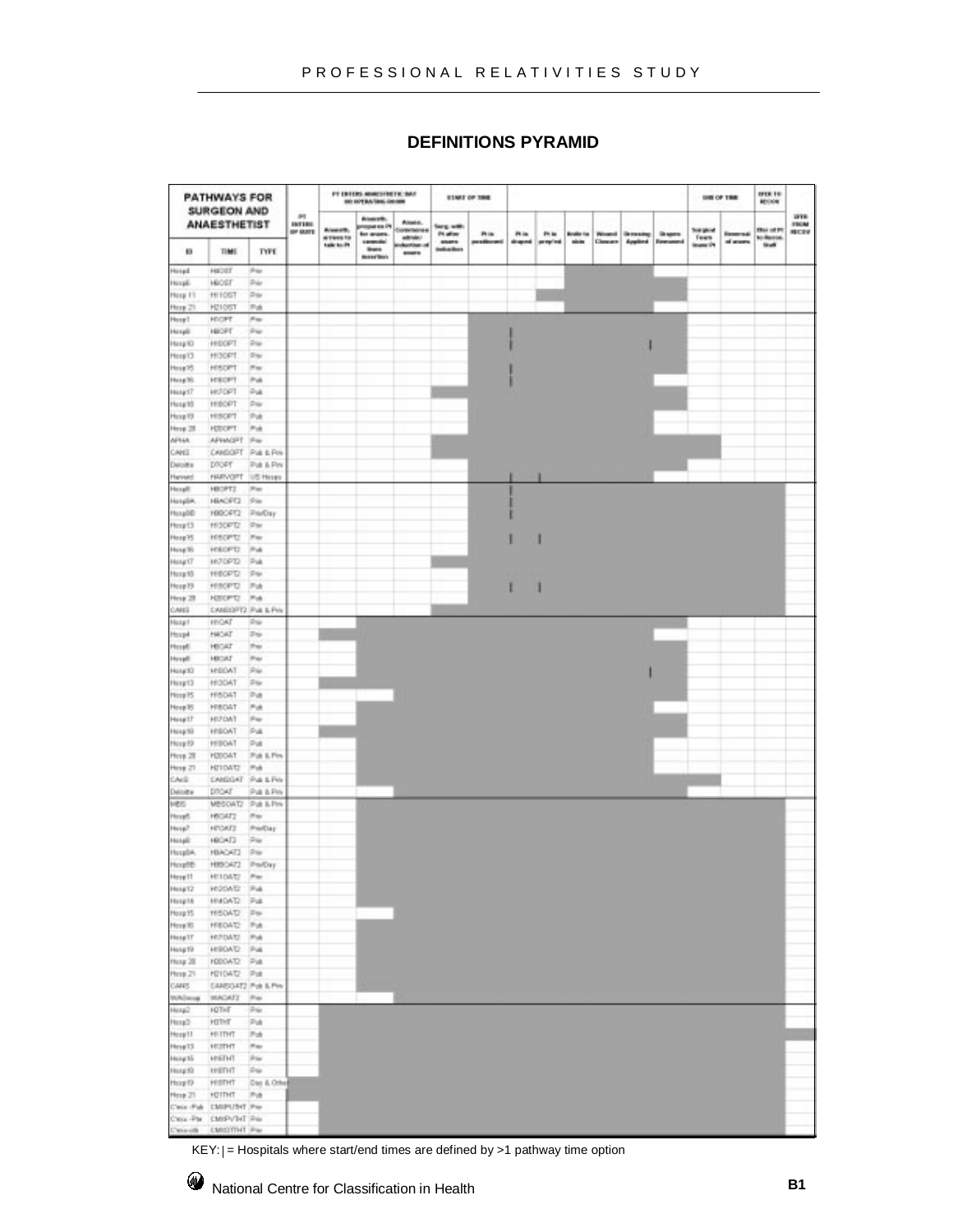# DEFINITIONS PYRAMID

| PATHWAYS FOR SURGEON AND ANAESTHETIST | | | PT ENTERS OP SUITE | PT ENTERS ANAESTHETIC BAY OR OPERATING ROOM | | | START OF TIME | | | | | | | | END OF TIME | | | PTER TO RECOV | PTER FROM RECOV |
|---|---|---|---|---|---|---|---|---|---|---|---|---|---|---|---|---|---|---|---|
| ID | TIME | TYPE | | Anaesth. arrives to talk to Pt | Anaesth. prepares Pt for anaes. cannula/lines insertion | Anaes. Commences admin/induction of anaes | Surg. with Pt after anaes induction | Pt is positioned | Pt is draped | Pt is prep'ed | Knife to skin | Wound Closure | Dressing Applied | Drapes Removed | Surgical Team leave Pt | Reversal of anaes | Pt out of Pt to Recov. Staff | | |
| Hosp4 | H4OST | Priv | | | | | | | | | | | | | | | | | |
| Hosp6 | H6OST | Priv | | | | | | | | | | | | | | | | | |
| Hosp 11 | H11OST | Priv | | | | | | | | | | | | | | | | | |
| Hosp 21 | H21OST | Pub | | | | | | | | | | | | | | | | | |
| Hosp1 | H1OPT | Priv | | | | | | | | | | | | | | | | | |
| Hosp6 | H6OPT | Priv | | | | | | | | | | | | | | | | | |
| Hosp10 | H10OPT | Priv | | | | | | | | | | | | | | | | | |
| Hosp13 | H13OPT | Priv | | | | | | | | | | | | | | | | | |
| Hosp15 | H15OPT | Priv | | | | | | | | | | | | | | | | | |
| Hosp16 | H16OPT | Pub | | | | | | | | | | | | | | | | | |
| Hosp17 | H17OPT | Pub | | | | | | | | | | | | | | | | | |
| Hosp18 | H18OPT | Priv | | | | | | | | | | | | | | | | | |
| Hosp19 | H19OPT | Pub | | | | | | | | | | | | | | | | | |
| Hosp 20 | H20OPT | Pub | | | | | | | | | | | | | | | | | |
| APHA | APHAOPT | Priv | | | | | | | | | | | | | | | | | |
| CANS | CANSOPT | Pub & Priv | | | | | | | | | | | | | | | | | |
| Deloitte | DTOPT | Pub & Priv | | | | | | | | | | | | | | | | | |
| Harvard | HARVOPT | US Hosps | | | | | | | | | | | | | | | | | |
| Hosp8 | H8OPT2 | Priv | | | | | | | | | | | | | | | | | |
| Hosp8A | H8AOPT2 | Priv | | | | | | | | | | | | | | | | | |
| Hosp8B | H8BOPT2 | Priv/Day | | | | | | | | | | | | | | | | | |
| Hosp13 | H13OPT2 | Priv | | | | | | | | | | | | | | | | | |
| Hosp15 | H15OPT2 | Priv | | | | | | | | | | | | | | | | | |
| Hosp16 | H16OPT2 | Pub | | | | | | | | | | | | | | | | | |
| Hosp17 | H17OPT2 | Pub | | | | | | | | | | | | | | | | | |
| Hosp18 | H18OPT2 | Priv | | | | | | | | | | | | | | | | | |
| Hosp19 | H19OPT2 | Pub | | | | | | | | | | | | | | | | | |
| Hosp 20 | H20OPT2 | Pub | | | | | | | | | | | | | | | | | |
| CANS | CANSOPT2 | Pub & Priv | | | | | | | | | | | | | | | | | |
| Hosp1 | H1OAT | Priv | | | | | | | | | | | | | | | | | |
| Hosp4 | H4OAT | Priv | | | | | | | | | | | | | | | | | |
| Hosp6 | H6OAT | Priv | | | | | | | | | | | | | | | | | |
| Hosp8 | H8OAT | Priv | | | | | | | | | | | | | | | | | |
| Hosp10 | H10OAT | Priv | | | | | | | | | | | | | | | | | |
| Hosp13 | H13OAT | Priv | | | | | | | | | | | | | | | | | |
| Hosp15 | H15OAT | Pub | | | | | | | | | | | | | | | | | |
| Hosp16 | H16OAT | Pub | | | | | | | | | | | | | | | | | |
| Hosp17 | H17OAT | Priv | | | | | | | | | | | | | | | | | |
| Hosp18 | H18OAT | Pub | | | | | | | | | | | | | | | | | |
| Hosp19 | H19OAT | Pub | | | | | | | | | | | | | | | | | |
| Hosp 20 | H20OAT | Pub & Priv | | | | | | | | | | | | | | | | | |
| Hosp 21 | H21OAT2 | Pub | | | | | | | | | | | | | | | | | |
| CANS | CANSOAT | Pub & Priv | | | | | | | | | | | | | | | | | |
| Deloitte | DTOAT | Pub & Priv | | | | | | | | | | | | | | | | | |
| MBS | MBSOAT2 | Pub & Priv | | | | | | | | | | | | | | | | | |
| Hosp5 | H5OAT2 | Priv | | | | | | | | | | | | | | | | | |
| Hosp7 | H7OAT2 | Priv/Day | | | | | | | | | | | | | | | | | |
| Hosp8 | H8OAT2 | Priv | | | | | | | | | | | | | | | | | |
| Hosp8A | H8AOAT2 | Priv | | | | | | | | | | | | | | | | | |
| Hosp8B | H8BOAT2 | Priv/Day | | | | | | | | | | | | | | | | | |
| Hosp11 | H11OAT2 | Priv | | | | | | | | | | | | | | | | | |
| Hosp12 | H12OAT2 | Pub | | | | | | | | | | | | | | | | | |
| Hosp14 | H14OAT2 | Pub | | | | | | | | | | | | | | | | | |
| Hosp15 | H15OAT2 | Priv | | | | | | | | | | | | | | | | | |
| Hosp16 | H16OAT2 | Pub | | | | | | | | | | | | | | | | | |
| Hosp17 | H17OAT2 | Pub | | | | | | | | | | | | | | | | | |
| Hosp19 | H19OAT2 | Pub | | | | | | | | | | | | | | | | | |
| Hosp 20 | H20OAT2 | Pub | | | | | | | | | | | | | | | | | |
| Hosp 21 | H21OAT2 | Pub | | | | | | | | | | | | | | | | | |
| CANS | CANSOAT2 | Pub & Priv | | | | | | | | | | | | | | | | | |
| WAGroup | WAOAT2 | Priv | | | | | | | | | | | | | | | | | |
| Hosp2 | H2THT | Priv | | | | | | | | | | | | | | | | | |
| Hosp3 | H3THT | Pub | | | | | | | | | | | | | | | | | |
| Hosp11 | H11THT | Pub | | | | | | | | | | | | | | | | | |
| Hosp13 | H13THT | Priv | | | | | | | | | | | | | | | | | |
| Hosp15 | H15THT | Priv | | | | | | | | | | | | | | | | | |
| Hosp18 | H18THT | Priv | | | | | | | | | | | | | | | | | |
| Hosp19 | H19THT | Day & Other | | | | | | | | | | | | | | | | | |
| Hosp 21 | H21THT | Pub | | | | | | | | | | | | | | | | | |
| Cmix -Pub | CMXPUTHT | Priv | | | | | | | | | | | | | | | | | |
| Cmix -Priv | CMXPVTHT | Priv | | | | | | | | | | | | | | | | | |
| Cmix-ctt | CMXCTTHT | Priv | | | | | | | | | | | | | | | | | |

KEY: | = Hospitals where start/end times are defined by >1 pathway time option

National Centre for Classification in Health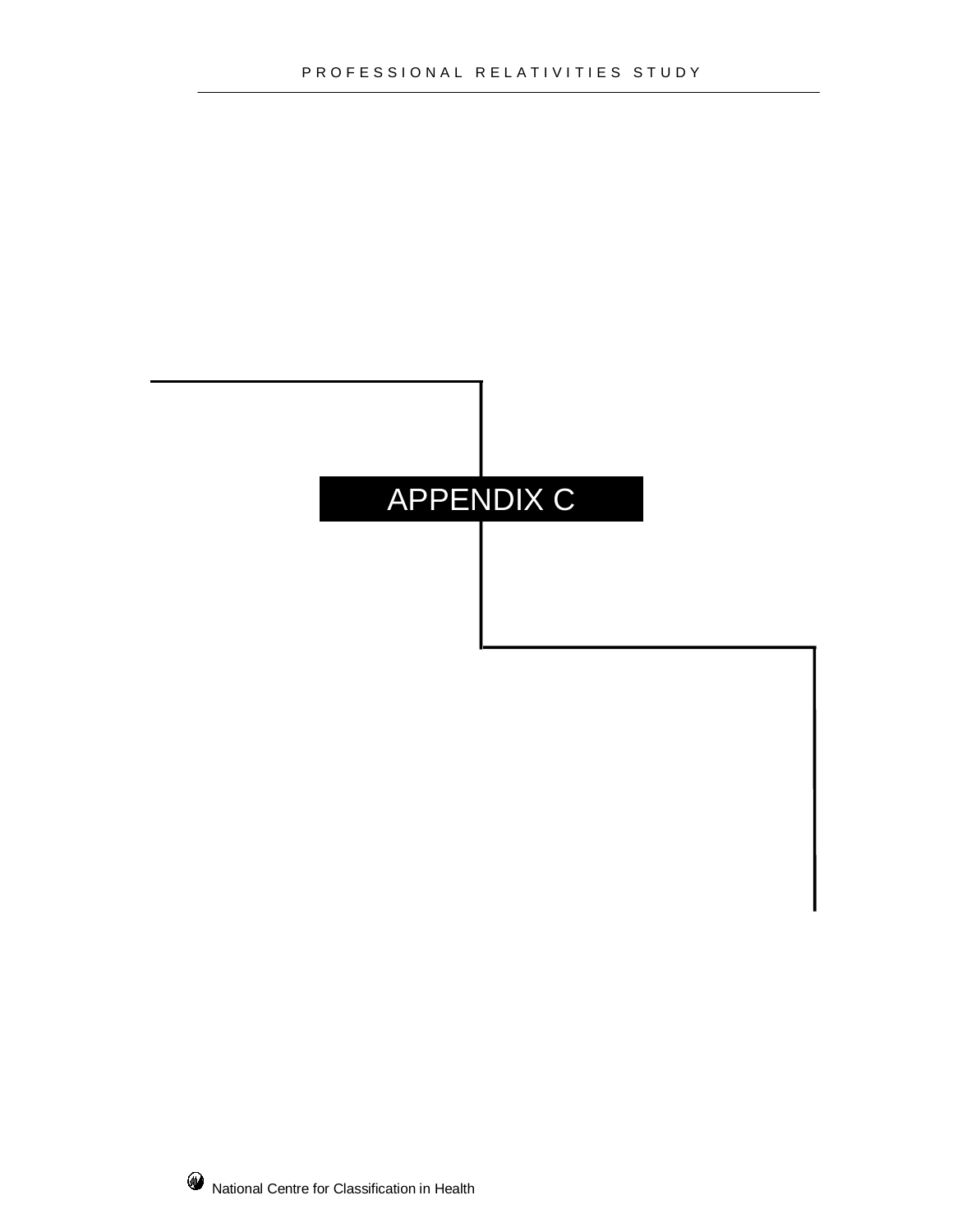# APPENDIX C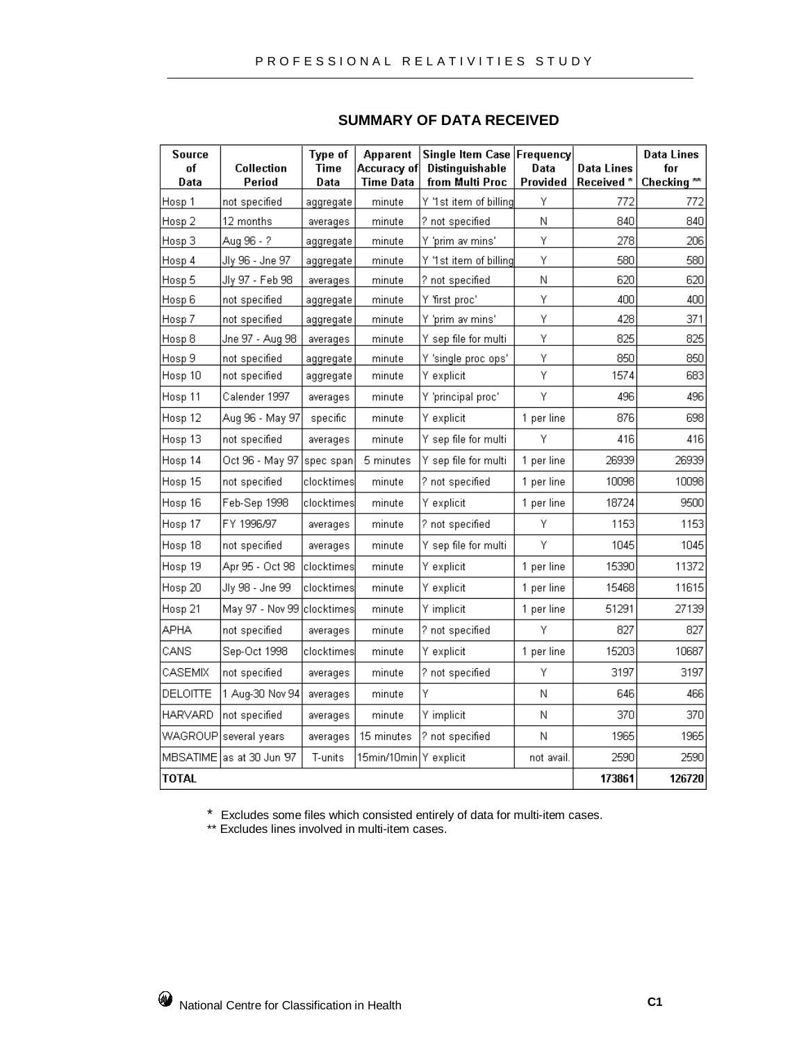## SUMMARY OF DATA RECEIVED

| Source of Data | Collection Period | Type of Time Data | Apparent Accuracy of Time Data | Single Item Case Distinguishable from Multi Proc | Frequency Data Provided | Data Lines Received * | Data Lines for Checking ** |
|---|---|---|---|---|---|---|---|
| Hosp 1 | not specified | aggregate | minute | Y '1st item of billing | Y | 772 | 772 |
| Hosp 2 | 12 months | averages | minute | ? not specified | N | 840 | 840 |
| Hosp 3 | Aug 96 - ? | aggregate | minute | Y 'prim av mins' | Y | 278 | 206 |
| Hosp 4 | Jly 96 - Jne 97 | aggregate | minute | Y '1st item of billing | Y | 580 | 580 |
| Hosp 5 | Jly 97 - Feb 98 | averages | minute | ? not specified | N | 620 | 620 |
| Hosp 6 | not specified | aggregate | minute | Y 'first proc' | Y | 400 | 400 |
| Hosp 7 | not specified | aggregate | minute | Y 'prim av mins' | Y | 428 | 371 |
| Hosp 8 | Jne 97 - Aug 98 | averages | minute | Y sep file for multi | Y | 825 | 825 |
| Hosp 9 | not specified | aggregate | minute | Y 'single proc ops' | Y | 850 | 850 |
| Hosp 10 | not specified | aggregate | minute | Y explicit | Y | 1574 | 683 |
| Hosp 11 | Calender 1997 | averages | minute | Y 'principal proc' | Y | 496 | 496 |
| Hosp 12 | Aug 96 - May 97 | specific | minute | Y explicit | 1 per line | 876 | 698 |
| Hosp 13 | not specified | averages | minute | Y sep file for multi | Y | 416 | 416 |
| Hosp 14 | Oct 96 - May 97 | spec span | 5 minutes | Y sep file for multi | 1 per line | 26939 | 26939 |
| Hosp 15 | not specified | clocktimes | minute | ? not specified | 1 per line | 10098 | 10098 |
| Hosp 16 | Feb-Sep 1998 | clocktimes | minute | Y explicit | 1 per line | 18724 | 9500 |
| Hosp 17 | FY 1996/97 | averages | minute | ? not specified | Y | 1153 | 1153 |
| Hosp 18 | not specified | averages | minute | Y sep file for multi | Y | 1045 | 1045 |
| Hosp 19 | Apr 95 - Oct 98 | clocktimes | minute | Y explicit | 1 per line | 15390 | 11372 |
| Hosp 20 | Jly 98 - Jne 99 | clocktimes | minute | Y explicit | 1 per line | 15468 | 11615 |
| Hosp 21 | May 97 - Nov 99 | clocktimes | minute | Y implicit | 1 per line | 51291 | 27139 |
| APHA | not specified | averages | minute | ? not specified | Y | 827 | 827 |
| CANS | Sep-Oct 1998 | clocktimes | minute | Y explicit | 1 per line | 15203 | 10687 |
| CASEMIX | not specified | averages | minute | ? not specified | Y | 3197 | 3197 |
| DELOITTE | 1 Aug-30 Nov 94 | averages | minute | Y | N | 646 | 466 |
| HARVARD | not specified | averages | minute | Y implicit | N | 370 | 370 |
| WAGROUP | several years | averages | 15 minutes | ? not specified | N | 1965 | 1965 |
| MBSATIME | as at 30 Jun '97 | T-units | 15min/10min | Y explicit | not avail. | 2590 | 2590 |
| **TOTAL** | | | | | | **173861** | **126720** |

\* Excludes some files which consisted entirely of data for multi-item cases.

** Excludes lines involved in multi-item cases.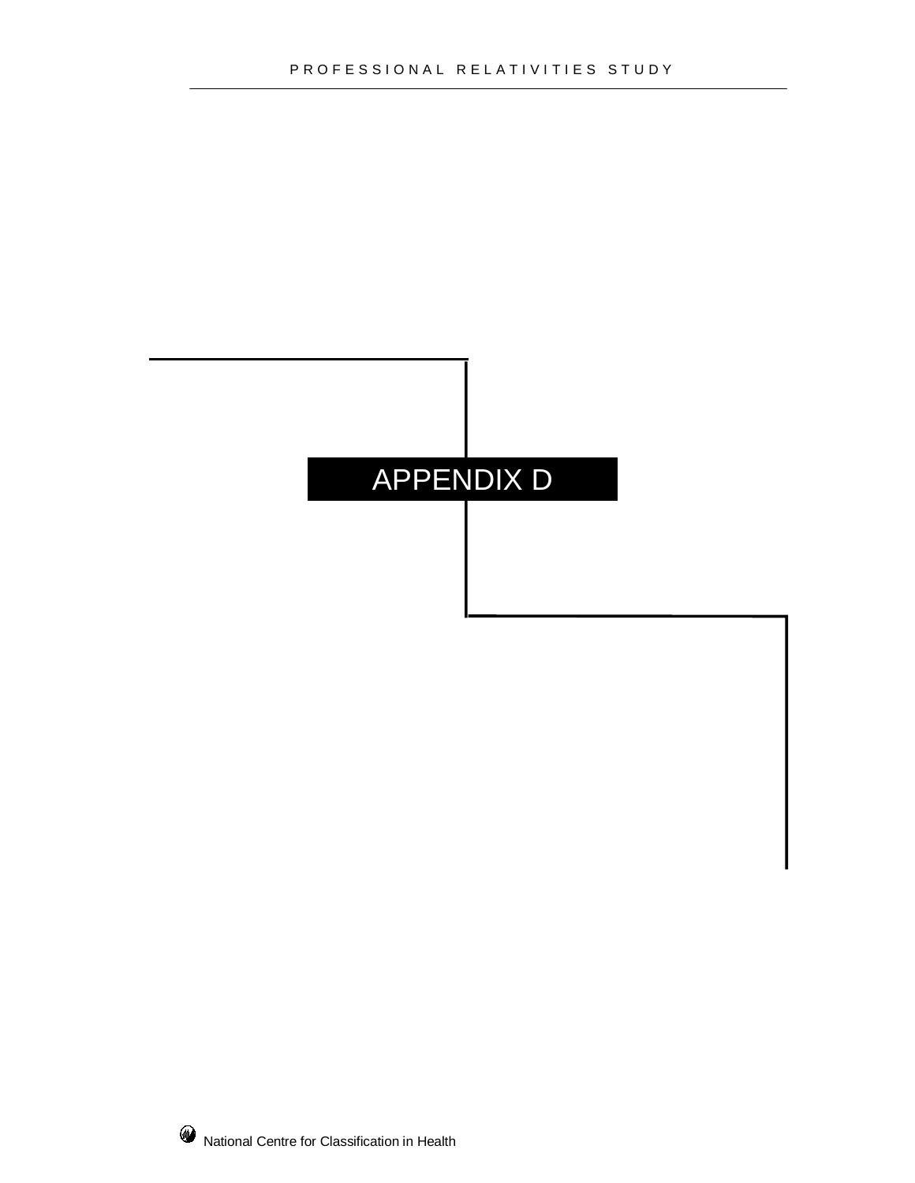# APPENDIX D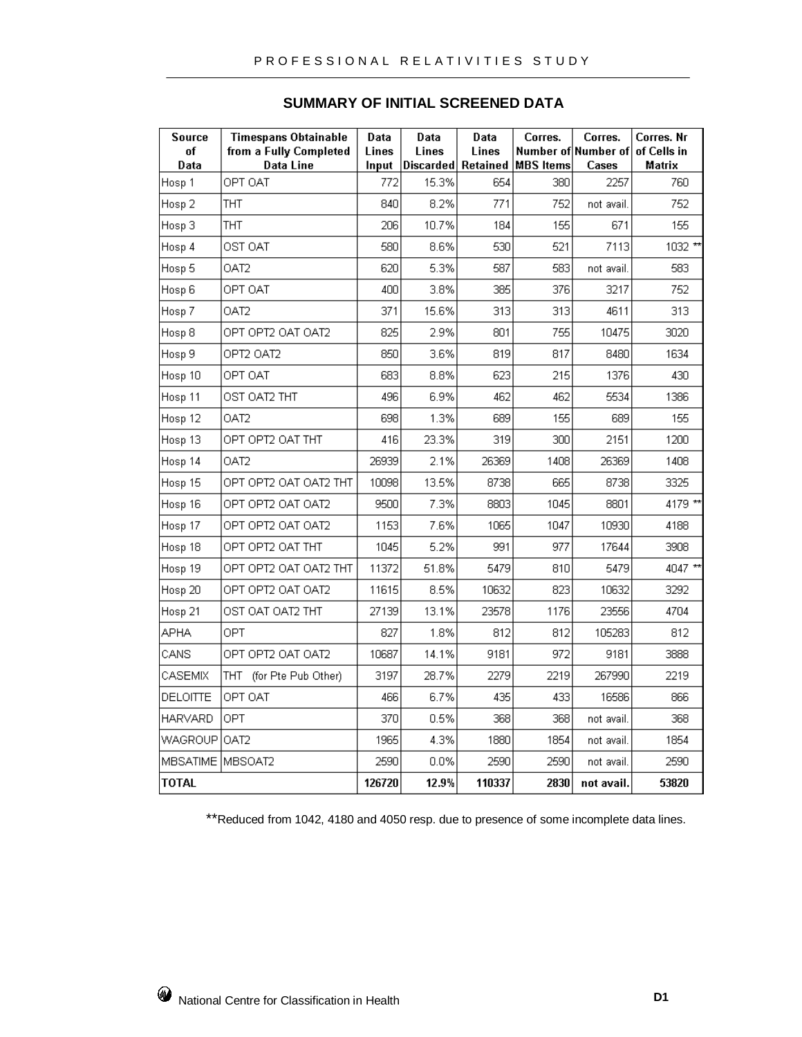## SUMMARY OF INITIAL SCREENED DATA

| Source of Data | Timespans Obtainable from a Fully Completed Data Line | Data Lines Input | Data Lines Discarded | Data Lines Retained | Corres. Number of MBS Items | Corres. Number of Cases | Corres. Nr of Cells in Matrix |
|---|---|---|---|---|---|---|---|
| Hosp 1 | OPT OAT | 772 | 15.3% | 654 | 380 | 2257 | 760 |
| Hosp 2 | THT | 840 | 8.2% | 771 | 752 | not avail. | 752 |
| Hosp 3 | THT | 206 | 10.7% | 184 | 155 | 671 | 155 |
| Hosp 4 | OST OAT | 580 | 8.6% | 530 | 521 | 7113 | 1032 ** |
| Hosp 5 | OAT2 | 620 | 5.3% | 587 | 583 | not avail. | 583 |
| Hosp 6 | OPT OAT | 400 | 3.8% | 385 | 376 | 3217 | 752 |
| Hosp 7 | OAT2 | 371 | 15.6% | 313 | 313 | 4611 | 313 |
| Hosp 8 | OPT OPT2 OAT OAT2 | 825 | 2.9% | 801 | 755 | 10475 | 3020 |
| Hosp 9 | OPT2 OAT2 | 850 | 3.6% | 819 | 817 | 8480 | 1634 |
| Hosp 10 | OPT OAT | 683 | 8.8% | 623 | 215 | 1376 | 430 |
| Hosp 11 | OST OAT2 THT | 496 | 6.9% | 462 | 462 | 5534 | 1386 |
| Hosp 12 | OAT2 | 698 | 1.3% | 689 | 155 | 689 | 155 |
| Hosp 13 | OPT OPT2 OAT THT | 416 | 23.3% | 319 | 300 | 2151 | 1200 |
| Hosp 14 | OAT2 | 26939 | 2.1% | 26369 | 1408 | 26369 | 1408 |
| Hosp 15 | OPT OPT2 OAT OAT2 THT | 10098 | 13.5% | 8738 | 665 | 8738 | 3325 |
| Hosp 16 | OPT OPT2 OAT OAT2 | 9500 | 7.3% | 8803 | 1045 | 8801 | 4179 ** |
| Hosp 17 | OPT OPT2 OAT OAT2 | 1153 | 7.6% | 1065 | 1047 | 10930 | 4188 |
| Hosp 18 | OPT OPT2 OAT THT | 1045 | 5.2% | 991 | 977 | 17644 | 3908 |
| Hosp 19 | OPT OPT2 OAT OAT2 THT | 11372 | 51.8% | 5479 | 810 | 5479 | 4047 ** |
| Hosp 20 | OPT OPT2 OAT OAT2 | 11615 | 8.5% | 10632 | 823 | 10632 | 3292 |
| Hosp 21 | OST OAT OAT2 THT | 27139 | 13.1% | 23578 | 1176 | 23556 | 4704 |
| APHA | OPT | 827 | 1.8% | 812 | 812 | 105283 | 812 |
| CANS | OPT OPT2 OAT OAT2 | 10687 | 14.1% | 9181 | 972 | 9181 | 3888 |
| CASEMIX | THT (for Pte Pub Other) | 3197 | 28.7% | 2279 | 2219 | 267990 | 2219 |
| DELOITTE | OPT OAT | 466 | 6.7% | 435 | 433 | 16586 | 866 |
| HARVARD | OPT | 370 | 0.5% | 368 | 368 | not avail. | 368 |
| WAGROUP | OAT2 | 1965 | 4.3% | 1880 | 1854 | not avail. | 1854 |
| MBSATIME | MBSOAT2 | 2590 | 0.0% | 2590 | 2590 | not avail. | 2590 |
| **TOTAL** | | **126720** | **12.9%** | **110337** | **2830** | **not avail.** | **53820** |

**Reduced from 1042, 4180 and 4050 resp. due to presence of some incomplete data lines.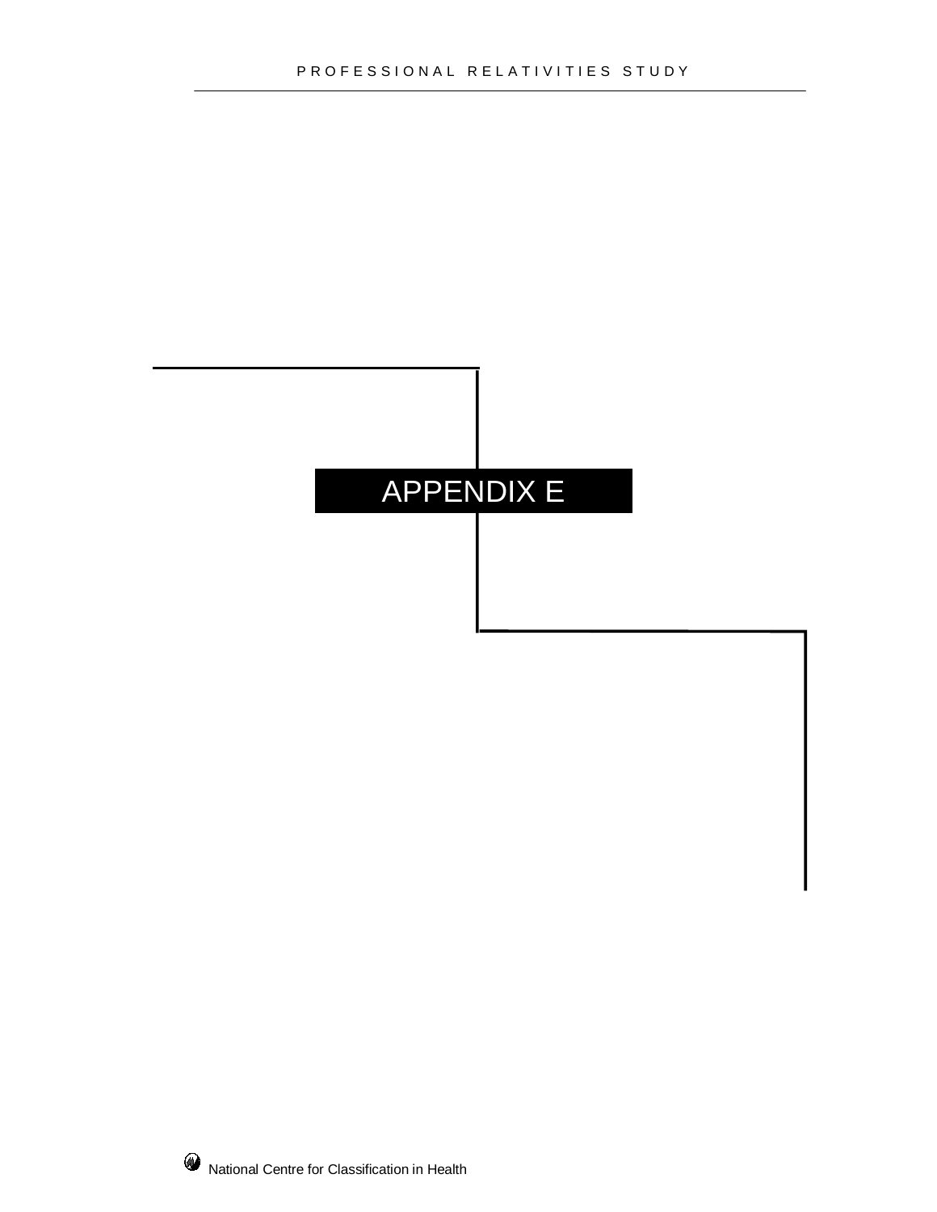# APPENDIX E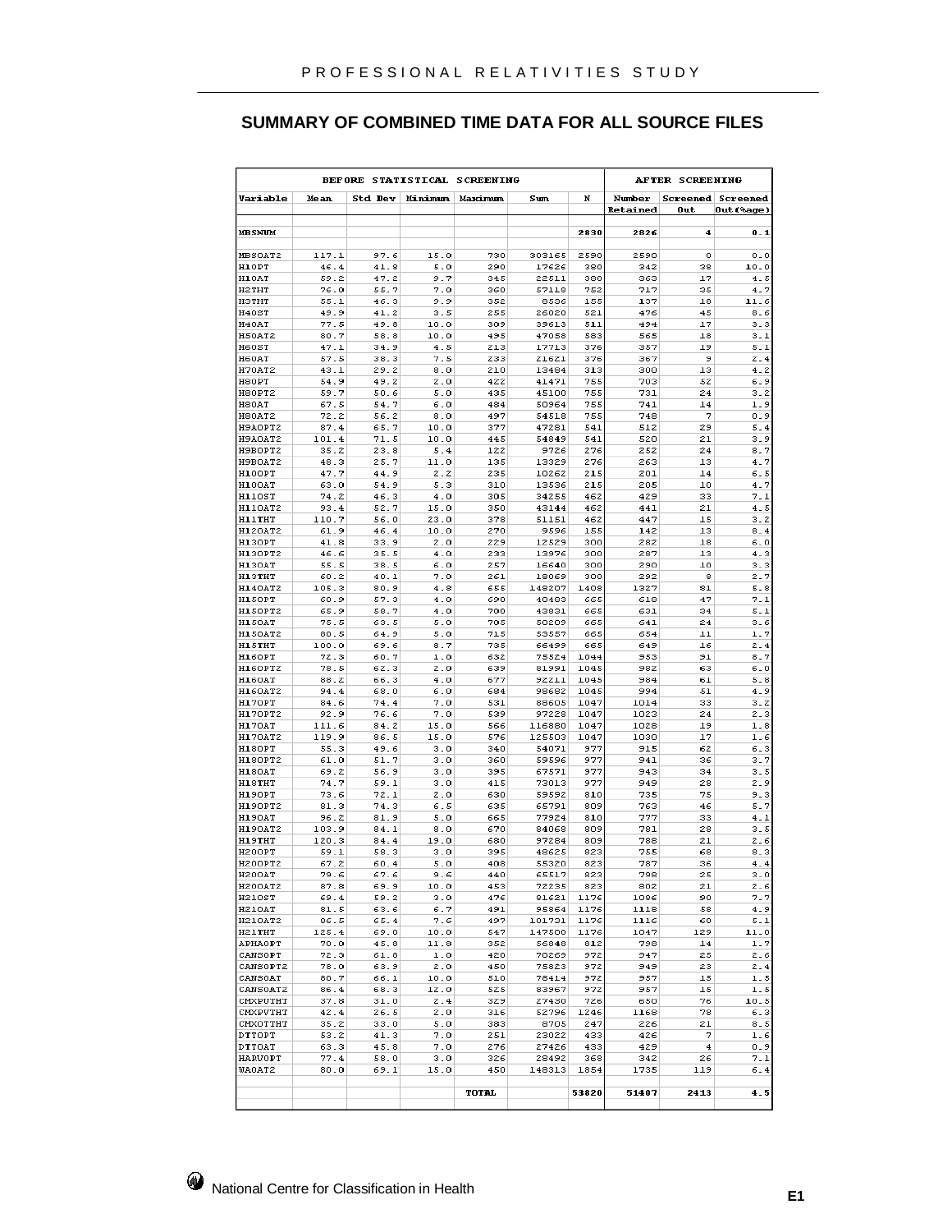## SUMMARY OF COMBINED TIME DATA FOR ALL SOURCE FILES

| BEFORE STATISTICAL SCREENING | | | | | | | AFTER SCREENING | | |
|---|---|---|---|---|---|---|---|---|---|
| Variable | Mean | Std Dev | Minimum | Maximum | Sum | N | Number Retained | Screened Out | Screened Out (%age) |
| MRSNUM | | | | | | 2830 | 2826 | 4 | 0.1 |
| MRSOAT2 | 117.1 | 97.6 | 15.0 | 730 | 303165 | 2590 | 2590 | 0 | 0.0 |
| H1OPT | 46.4 | 41.8 | 5.0 | 290 | 17626 | 380 | 342 | 38 | 10.0 |
| H1OAT | 59.2 | 47.2 | 9.7 | 345 | 22511 | 380 | 363 | 17 | 4.5 |
| H2THT | 76.0 | 55.7 | 7.0 | 360 | 57118 | 752 | 717 | 35 | 4.7 |
| H3THT | 55.1 | 46.3 | 9.9 | 352 | 8536 | 155 | 137 | 18 | 11.6 |
| H4OST | 49.9 | 41.2 | 3.5 | 255 | 26020 | 521 | 476 | 45 | 8.6 |
| H4OAT | 77.5 | 49.8 | 10.0 | 309 | 39613 | 511 | 494 | 17 | 3.3 |
| H5OAT2 | 80.7 | 58.8 | 10.0 | 495 | 47058 | 583 | 565 | 18 | 3.1 |
| H6OST | 47.1 | 34.9 | 4.5 | 213 | 17713 | 376 | 357 | 19 | 5.1 |
| H6OAT | 57.5 | 38.3 | 7.5 | 233 | 21621 | 376 | 367 | 9 | 2.4 |
| H7OAT2 | 43.1 | 29.2 | 8.0 | 210 | 13484 | 313 | 300 | 13 | 4.2 |
| H8OPT | 54.9 | 49.2 | 2.0 | 422 | 41471 | 755 | 703 | 52 | 6.9 |
| H8OPT2 | 59.7 | 50.6 | 5.0 | 435 | 45100 | 755 | 731 | 24 | 3.2 |
| H8OAT | 67.5 | 54.7 | 6.0 | 484 | 50964 | 755 | 741 | 14 | 1.9 |
| H8OAT2 | 72.2 | 56.2 | 8.0 | 497 | 54518 | 755 | 748 | 7 | 0.9 |
| H9AOPT2 | 87.4 | 65.7 | 10.0 | 377 | 47281 | 541 | 512 | 29 | 5.4 |
| H9AOAT2 | 101.4 | 71.5 | 10.0 | 445 | 54849 | 541 | 520 | 21 | 3.9 |
| H9BOPT2 | 35.2 | 23.8 | 5.4 | 122 | 9726 | 276 | 252 | 24 | 8.7 |
| H9BOAT2 | 48.3 | 25.7 | 11.0 | 135 | 13329 | 276 | 263 | 13 | 4.7 |
| H10OPT | 47.7 | 44.9 | 2.2 | 235 | 10262 | 215 | 201 | 14 | 6.5 |
| H10OAT | 63.0 | 54.9 | 5.3 | 310 | 13536 | 215 | 205 | 10 | 4.7 |
| H11OST | 74.2 | 46.3 | 4.0 | 305 | 34255 | 462 | 429 | 33 | 7.1 |
| H11OAT2 | 93.4 | 52.7 | 15.0 | 350 | 43144 | 462 | 441 | 21 | 4.5 |
| H11THT | 110.7 | 56.0 | 23.0 | 378 | 51151 | 462 | 447 | 15 | 3.2 |
| H12OAT2 | 61.9 | 46.4 | 10.0 | 270 | 9596 | 155 | 142 | 13 | 8.4 |
| H13OPT | 41.8 | 33.9 | 2.0 | 229 | 12529 | 300 | 282 | 18 | 6.0 |
| H13OPT2 | 46.6 | 35.5 | 4.0 | 233 | 13976 | 300 | 287 | 13 | 4.3 |
| H13OAT | 55.5 | 38.5 | 6.0 | 257 | 16640 | 300 | 290 | 10 | 3.3 |
| H13THT | 60.2 | 40.1 | 7.0 | 261 | 18069 | 300 | 292 | 8 | 2.7 |
| H14OAT2 | 105.3 | 80.9 | 4.8 | 655 | 148207 | 1408 | 1327 | 81 | 5.8 |
| H15OPT | 60.9 | 57.3 | 4.0 | 690 | 40483 | 665 | 618 | 47 | 7.1 |
| H15OPT2 | 65.9 | 58.7 | 4.0 | 700 | 43831 | 665 | 631 | 34 | 5.1 |
| H15OAT | 75.5 | 63.5 | 5.0 | 705 | 50209 | 665 | 641 | 24 | 3.6 |
| H15OAT2 | 80.5 | 64.9 | 5.0 | 715 | 53557 | 665 | 654 | 11 | 1.7 |
| H15THT | 100.0 | 69.6 | 8.7 | 735 | 66499 | 665 | 649 | 16 | 2.4 |
| H16OPT | 72.3 | 60.7 | 1.0 | 632 | 75524 | 1044 | 953 | 91 | 8.7 |
| H16OPT2 | 78.5 | 62.3 | 2.0 | 639 | 81991 | 1045 | 982 | 63 | 6.0 |
| H16OAT | 88.2 | 66.3 | 4.0 | 677 | 92211 | 1045 | 984 | 61 | 5.8 |
| H16OAT2 | 94.4 | 68.0 | 6.0 | 684 | 98682 | 1045 | 994 | 51 | 4.9 |
| H17OPT | 84.6 | 74.4 | 7.0 | 531 | 88605 | 1047 | 1014 | 33 | 3.2 |
| H17OPT2 | 92.9 | 76.6 | 7.0 | 539 | 97228 | 1047 | 1023 | 24 | 2.3 |
| H17OAT | 111.6 | 84.2 | 15.0 | 566 | 116880 | 1047 | 1028 | 19 | 1.8 |
| H17OAT2 | 119.9 | 86.5 | 15.0 | 576 | 125503 | 1047 | 1030 | 17 | 1.6 |
| H18OPT | 55.3 | 49.6 | 3.0 | 340 | 54071 | 977 | 915 | 62 | 6.3 |
| H18OPT2 | 61.0 | 51.7 | 3.0 | 360 | 59596 | 977 | 941 | 36 | 3.7 |
| H18OAT | 69.2 | 56.9 | 3.0 | 395 | 67571 | 977 | 943 | 34 | 3.5 |
| H18THT | 74.7 | 59.1 | 3.0 | 415 | 73013 | 977 | 949 | 28 | 2.9 |
| H19OPT | 73.6 | 72.1 | 2.0 | 630 | 59592 | 810 | 735 | 75 | 9.3 |
| H19OPT2 | 81.3 | 74.3 | 6.5 | 635 | 65791 | 809 | 763 | 46 | 5.7 |
| H19OAT | 96.2 | 81.9 | 5.0 | 665 | 77924 | 810 | 777 | 33 | 4.1 |
| H19OAT2 | 103.9 | 84.1 | 8.0 | 670 | 84068 | 809 | 781 | 28 | 3.5 |
| H19THT | 120.3 | 84.4 | 19.0 | 680 | 97284 | 809 | 788 | 21 | 2.6 |
| H20OPT | 59.1 | 58.3 | 3.0 | 395 | 48625 | 823 | 755 | 68 | 8.3 |
| H20OPT2 | 67.2 | 60.4 | 5.0 | 408 | 55320 | 823 | 787 | 36 | 4.4 |
| H20OAT | 79.6 | 67.6 | 9.6 | 440 | 65517 | 823 | 798 | 25 | 3.0 |
| H20OAT2 | 87.8 | 69.9 | 10.0 | 453 | 72235 | 823 | 802 | 21 | 2.6 |
| H21OST | 69.4 | 59.2 | 3.0 | 476 | 81621 | 1176 | 1086 | 90 | 7.7 |
| H21OAT | 81.5 | 63.6 | 6.7 | 491 | 95864 | 1176 | 1118 | 58 | 4.9 |
| H21OAT2 | 86.5 | 65.4 | 7.6 | 497 | 101731 | 1176 | 1116 | 60 | 5.1 |
| H21THT | 125.4 | 69.0 | 10.0 | 547 | 147500 | 1176 | 1047 | 129 | 11.0 |
| APHAOPT | 70.0 | 45.8 | 11.8 | 352 | 56848 | 812 | 798 | 14 | 1.7 |
| CANSOPT | 72.3 | 61.8 | 1.0 | 420 | 70269 | 972 | 947 | 25 | 2.6 |
| CANSOPT2 | 78.0 | 63.9 | 2.0 | 450 | 75823 | 972 | 949 | 23 | 2.4 |
| CANSOAT | 80.7 | 66.1 | 10.0 | 510 | 78414 | 972 | 957 | 15 | 1.5 |
| CANSOAT2 | 86.4 | 68.3 | 12.0 | 525 | 83967 | 972 | 957 | 15 | 1.5 |
| CMXPUTHT | 37.8 | 31.0 | 2.4 | 329 | 27430 | 726 | 650 | 76 | 10.5 |
| CMXPVTHT | 42.4 | 26.5 | 2.0 | 316 | 52796 | 1246 | 1168 | 78 | 6.3 |
| CMXOTTHT | 35.2 | 33.0 | 5.0 | 383 | 8705 | 247 | 226 | 21 | 8.5 |
| DTTOPT | 53.2 | 41.3 | 7.0 | 251 | 23022 | 433 | 426 | 7 | 1.6 |
| DTTOAT | 63.3 | 45.8 | 7.0 | 276 | 27426 | 433 | 429 | 4 | 0.9 |
| HARVOPT | 77.4 | 58.0 | 3.0 | 326 | 28492 | 368 | 342 | 26 | 7.1 |
| WAOAT2 | 80.0 | 69.1 | 15.0 | 450 | 148313 | 1854 | 1735 | 119 | 6.4 |
| | | | | TOTAL | | 53820 | 51407 | 2413 | 4.5 |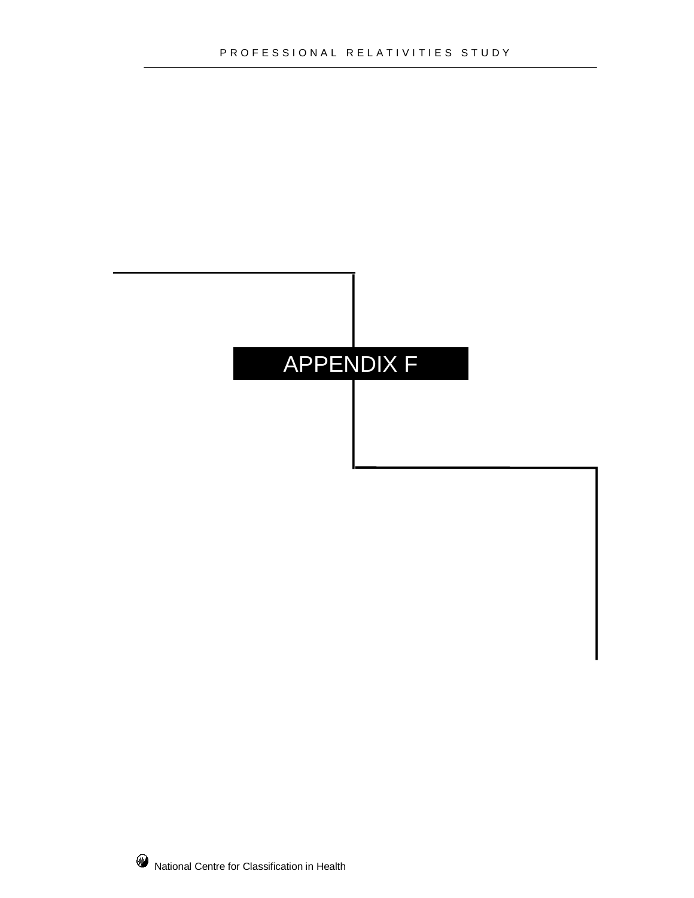# APPENDIX F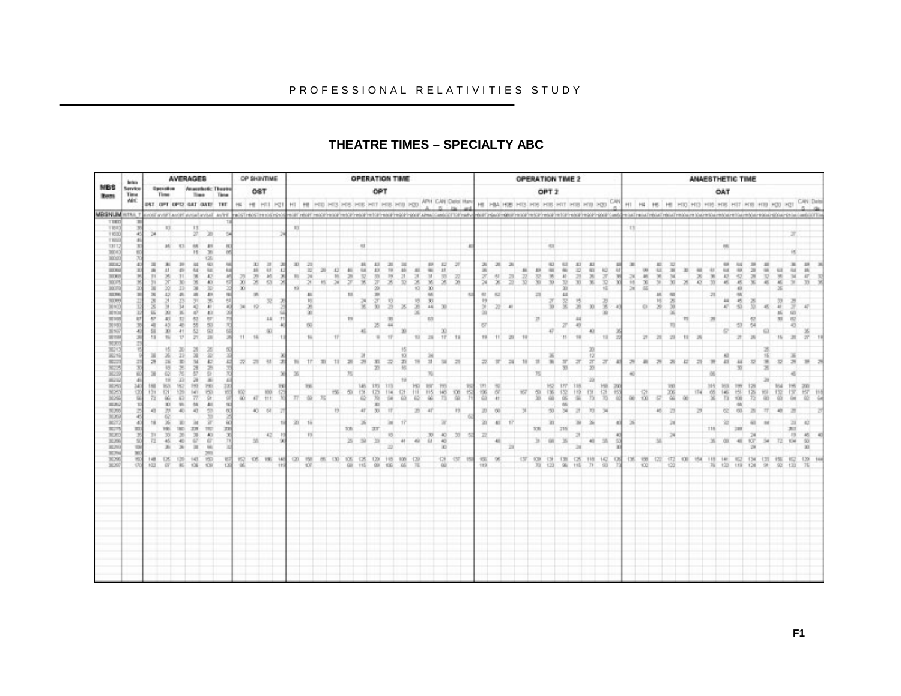## THEATRE TIMES – SPECIALTY ABC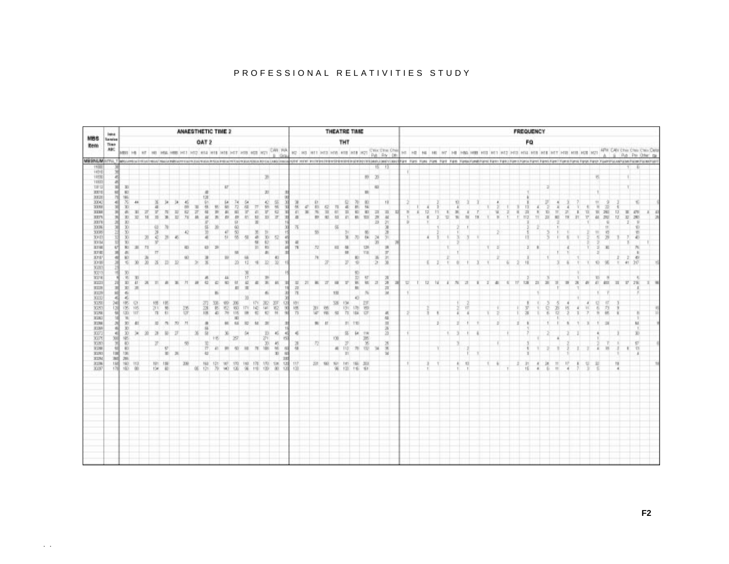# PROFESSIONAL RELATIVITIES STUDY

| MBS Item | Intra Service Time RBC | ANAESTHETIC TIME 2 (OAT 2) | THEATRE TIME (THT) | FREQUENCY (FQ) |
|---|---|---|---|---|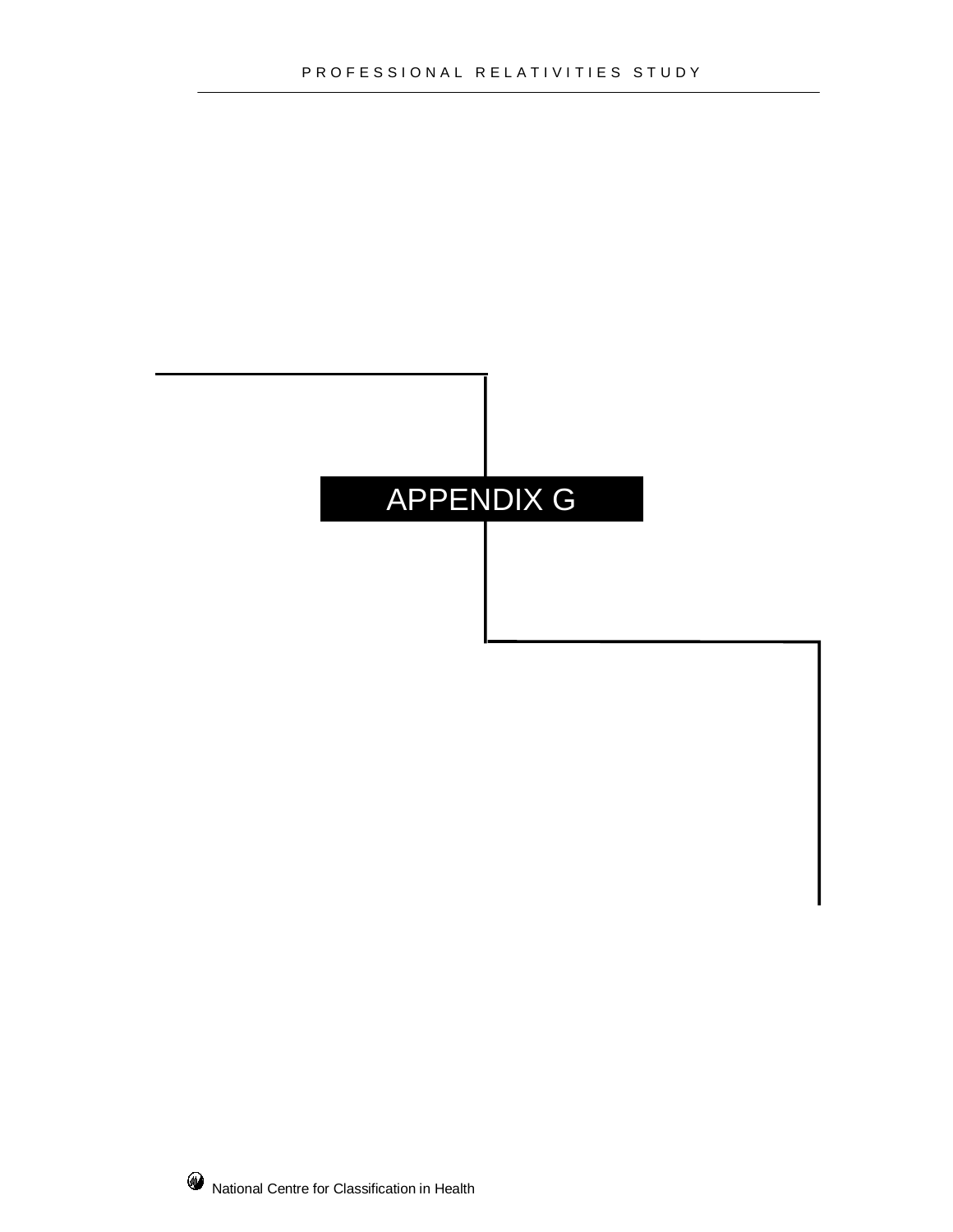# APPENDIX G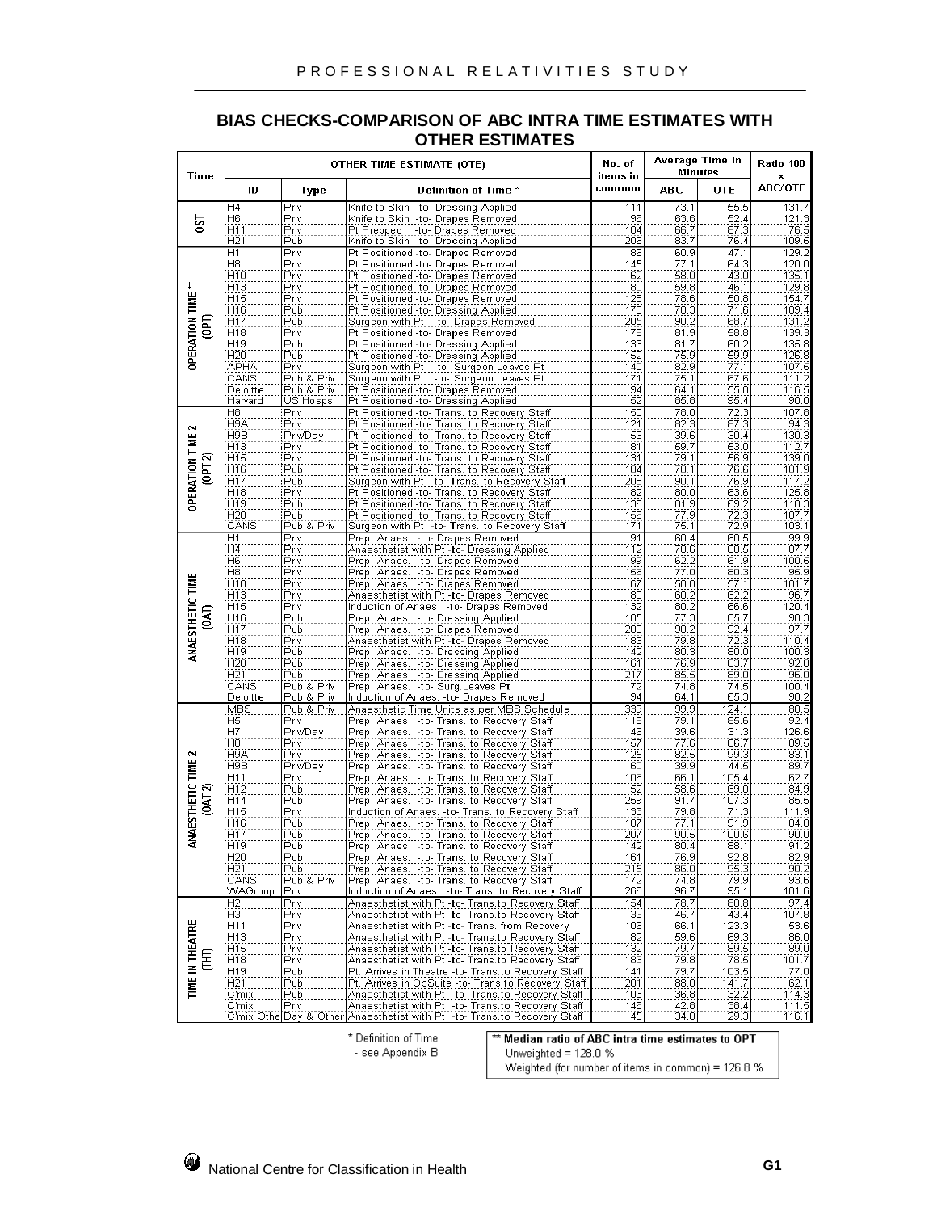## BIAS CHECKS-COMPARISON OF ABC INTRA TIME ESTIMATES WITH OTHER ESTIMATES

| Time | OTHER TIME ESTIMATE (OTE) | | | No. of items in common | Average Time in Minutes | | Ratio 100 x ABC/OTE |
|---|---|---|---|---|---|---|---|
| | ID | Type | Definition of Time * | | ABC | OTE | |
| OST | H4 | Priv | Knife to Skin -to- Dressing Applied | 111 | 73.1 | 55.5 | 131.7 |
| | H6 | Priv | Knife to Skin -to- Drapes Removed | 96 | 63.6 | 52.4 | 121.3 |
| | H11 | Priv | Pt Prepped -to- Drapes Removed | 104 | 66.7 | 87.3 | 76.5 |
| | H21 | Pub | Knife to Skin -to- Dressing Applied | 206 | 83.7 | 76.4 | 109.5 |
| OPERATION TIME ** (OPT) | H1 | Priv | Pt Positioned -to- Drapes Removed | 86 | 60.9 | 47.1 | 129.2 |
| | H8 | Priv | Pt Positioned -to- Drapes Removed | 145 | 77.1 | 64.3 | 120.0 |
| | H10 | Priv | Pt Positioned -to- Drapes Removed | 62 | 58.0 | 43.0 | 135.1 |
| | H13 | Priv | Pt Positioned -to- Drapes Removed | 80 | 59.8 | 46.1 | 129.8 |
| | H15 | Priv | Pt Positioned -to- Drapes Removed | 128 | 78.6 | 50.8 | 154.7 |
| | H16 | Pub | Pt Positioned -to- Dressing Applied | 178 | 78.3 | 71.6 | 109.4 |
| | H17 | Pub | Surgeon with Pt -to- Drapes Removed | 205 | 90.2 | 68.7 | 131.2 |
| | H18 | Priv | Pt Positioned -to- Drapes Removed | 176 | 81.9 | 58.8 | 139.3 |
| | H19 | Pub | Pt Positioned -to- Dressing Applied | 133 | 81.7 | 60.2 | 135.8 |
| | H20 | Pub | Pt Positioned -to- Dressing Applied | 152 | 75.9 | 59.9 | 126.8 |
| | APHA | Priv | Surgeon with Pt -to- Surgeon Leaves Pt | 140 | 82.9 | 77.1 | 107.5 |
| | CANS | Pub & Priv | Surgeon with Pt -to- Surgeon Leaves Pt | 171 | 75.1 | 67.6 | 111.2 |
| | Deloitte | Pub & Priv | Pt Positioned -to- Drapes Removed | 94 | 64.1 | 55.0 | 116.5 |
| | Harvard | US Hosps | Pt Positioned -to- Dressing Applied | 52 | 85.8 | 95.4 | 90.0 |
| OPERATION TIME 2 (OPT 2) | H8 | Priv | Pt Positioned -to- Trans. to Recovery Staff | 150 | 78.0 | 72.3 | 107.8 |
| | H9A | Priv | Pt Positioned -to- Trans. to Recovery Staff | 121 | 82.3 | 87.3 | 94.3 |
| | H9B | Priv/Day | Pt Positioned -to- Trans. to Recovery Staff | 56 | 39.6 | 30.4 | 130.3 |
| | H13 | Priv | Pt Positioned -to- Trans. to Recovery Staff | 81 | 59.7 | 53.0 | 112.7 |
| | H15 | Priv | Pt Positioned -to- Trans. to Recovery Staff | 131 | 79.1 | 56.9 | 139.0 |
| | H16 | Pub | Pt Positioned -to- Trans. to Recovery Staff | 184 | 78.1 | 76.6 | 101.9 |
| | H17 | Pub | Surgeon with Pt -to- Trans. to Recovery Staff | 208 | 90.1 | 76.9 | 117.2 |
| | H18 | Priv | Pt Positioned -to- Trans. to Recovery Staff | 182 | 80.0 | 63.6 | 125.8 |
| | H19 | Pub | Pt Positioned -to- Trans. to Recovery Staff | 136 | 81.9 | 69.2 | 118.3 |
| | H20 | Pub | Pt Positioned -to- Trans. to Recovery Staff | 156 | 77.9 | 72.3 | 107.7 |
| | CANS | Pub & Priv | Surgeon with Pt -to- Trans. to Recovery Staff | 171 | 75.1 | 72.9 | 103.1 |
| ANAESTHETIC TIME (OAT) | H1 | Priv | Prep. Anaes. -to- Drapes Removed | 91 | 60.4 | 60.5 | 99.9 |
| | H4 | Priv | Anaesthetist with Pt -to- Dressing Applied | 112 | 70.6 | 80.5 | 87.7 |
| | H6 | Priv | Prep. Anaes. -to- Drapes Removed | 99 | 62.2 | 61.9 | 100.5 |
| | H8 | Priv | Prep. Anaes. -to- Drapes Removed | 156 | 77.0 | 80.3 | 95.9 |
| | H10 | Priv | Prep. Anaes. -to- Drapes Removed | 67 | 58.0 | 57.1 | 101.7 |
| | H13 | Priv | Anaesthetist with Pt -to- Drapes Removed | 80 | 60.2 | 62.2 | 96.7 |
| | H15 | Priv | Induction of Anaes. -to- Drapes Removed | 132 | 80.2 | 66.6 | 120.4 |
| | H16 | Pub | Prep. Anaes. -to- Dressing Applied | 185 | 77.3 | 85.7 | 90.3 |
| | H17 | Pub | Prep. Anaes. -to- Drapes Removed | 208 | 90.2 | 92.4 | 97.7 |
| | H18 | Priv | Anaesthetist with Pt -to- Drapes Removed | 183 | 79.8 | 72.3 | 110.4 |
| | H19 | Pub | Prep. Anaes. -to- Dressing Applied | 142 | 80.3 | 80.0 | 100.3 |
| | H20 | Pub | Prep. Anaes. -to- Dressing Applied | 161 | 76.9 | 83.7 | 92.0 |
| | H21 | Pub | Prep. Anaes. -to- Dressing Applied | 217 | 85.5 | 89.0 | 96.0 |
| | CANS | Pub & Priv | Prep. Anaes. -to- Surg Leaves Pt | 172 | 74.8 | 74.5 | 100.4 |
| | Deloitte | Pub & Priv | Induction of Anaes. -to- Drapes Removed | 94 | 64.1 | 65.3 | 98.2 |
| ANAESTHETIC TIME 2 (OAT 2) | MBS | Pub & Priv | Anaesthetic Time Units as per MBS Schedule | 339 | 99.9 | 124.1 | 80.5 |
| | H5 | Priv | Prep. Anaes. -to- Trans. to Recovery Staff | 118 | 79.1 | 85.6 | 92.4 |
| | H7 | Priv/Day | Prep. Anaes. -to- Trans. to Recovery Staff | 46 | 39.6 | 31.3 | 126.6 |
| | H8 | Priv | Prep. Anaes. -to- Trans. to Recovery Staff | 157 | 77.6 | 86.7 | 89.5 |
| | H9A | Priv | Prep. Anaes. -to- Trans. to Recovery Staff | 125 | 82.5 | 99.3 | 83.1 |
| | H9B | Priv/Day | Prep. Anaes. -to- Trans. to Recovery Staff | 60 | 39.9 | 44.5 | 89.7 |
| | H11 | Priv | Prep. Anaes. -to- Trans. to Recovery Staff | 106 | 66.1 | 105.4 | 62.7 |
| | H12 | Pub | Prep. Anaes. -to- Trans. to Recovery Staff | 52 | 58.6 | 69.0 | 84.9 |
| | H14 | Pub | Prep. Anaes. -to- Trans. to Recovery Staff | 259 | 91.7 | 107.3 | 85.5 |
| | H15 | Priv | Induction of Anaes. -to- Trans. to Recovery Staff | 133 | 79.8 | 71.3 | 111.9 |
| | H16 | Pub | Prep. Anaes. -to- Trans. to Recovery Staff | 187 | 77.1 | 91.9 | 84.0 |
| | H17 | Pub | Prep. Anaes. -to- Trans. to Recovery Staff | 207 | 90.5 | 100.6 | 90.0 |
| | H19 | Pub | Prep. Anaes. -to- Trans. to Recovery Staff | 142 | 80.4 | 88.1 | 91.2 |
| | H20 | Pub | Prep. Anaes. -to- Trans. to Recovery Staff | 161 | 76.9 | 92.8 | 82.9 |
| | H21 | Pub | Prep. Anaes. -to- Trans. to Recovery Staff | 215 | 86.0 | 95.3 | 90.2 |
| | CANS | Pub & Priv | Prep. Anaes. -to- Trans. to Recovery Staff | 172 | 74.8 | 79.9 | 93.6 |
| | WAGroup | Priv | Induction of Anaes. -to- Trans. to Recovery Staff | 266 | 96.7 | 95.1 | 101.6 |
| TIME IN THEATRE (THT) | H2 | Priv | Anaesthetist with Pt -to- Trans.to Recovery Staff | 154 | 78.7 | 80.8 | 97.4 |
| | H3 | Priv | Anaesthetist with Pt -to- Trans.to Recovery Staff | 33 | 46.7 | 43.4 | 107.8 |
| | H11 | Priv | Anaesthetist with Pt -to- Trans. from Recovery | 106 | 66.1 | 123.3 | 53.6 |
| | H13 | Priv | Anaesthetist with Pt -to- Trans.to Recovery Staff | 82 | 59.6 | 69.3 | 86.0 |
| | H15 | Priv | Anaesthetist with Pt -to- Trans.to Recovery Staff | 132 | 79.7 | 89.5 | 89.0 |
| | H18 | Priv | Anaesthetist with Pt -to- Trans.to Recovery Staff | 183 | 79.8 | 78.5 | 101.7 |
| | H19 | Pub | Pt. Arrives in Theatre -to- Trans.to Recovery Staff | 141 | 79.7 | 103.5 | 77.0 |
| | H21 | Pub | Pt. Arrives in OpSuite -to- Trans.to Recovery Staff | 201 | 88.0 | 141.7 | 62.1 |
| | C'mix | Pub | Anaesthetist with Pt -to- Trans.to Recovery Staff | 103 | 36.8 | 32.2 | 114.3 |
| | C'mix | Priv | Anaesthetist with Pt -to- Trans.to Recovery Staff | 146 | 42.8 | 38.4 | 111.5 |
| | C'mix Othe | Day & Other | Anaesthetist with Pt -to- Trans.to Recovery Staff | 45 | 34.0 | 29.3 | 116.1 |

\* Definition of Time - see Appendix B

** **Median ratio of ABC intra time estimates to OPT**
Unweighted = 128.0 %
Weighted (for number of items in common) = 126.8 %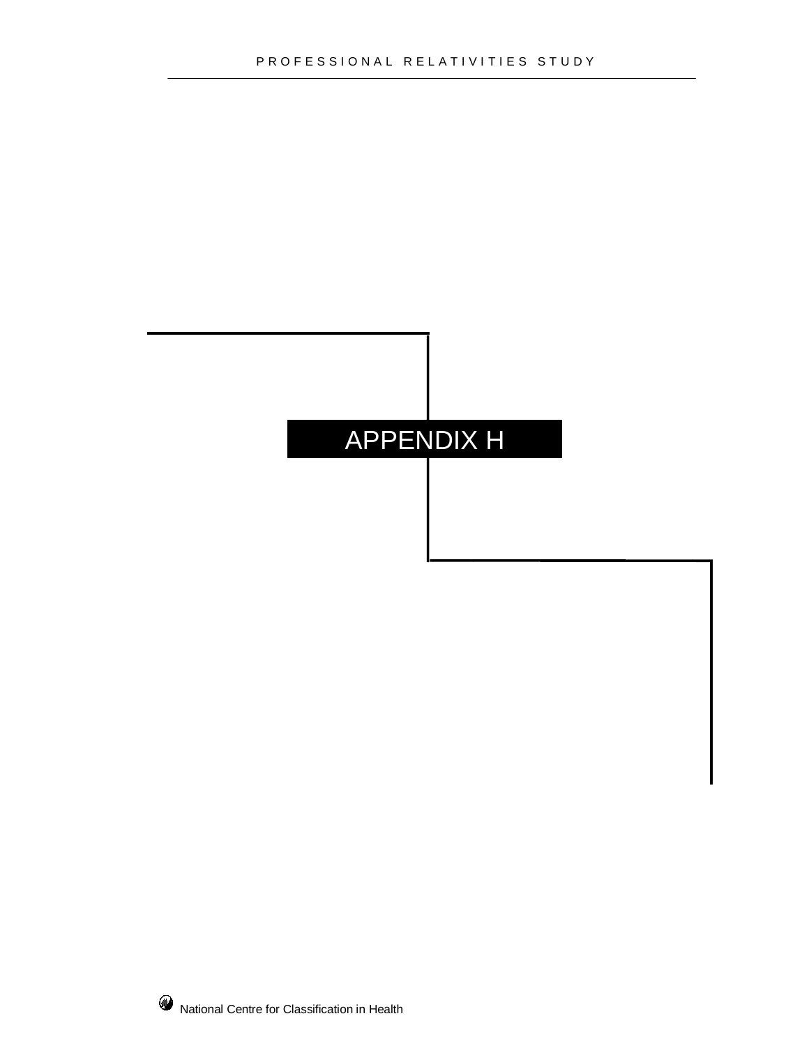# APPENDIX H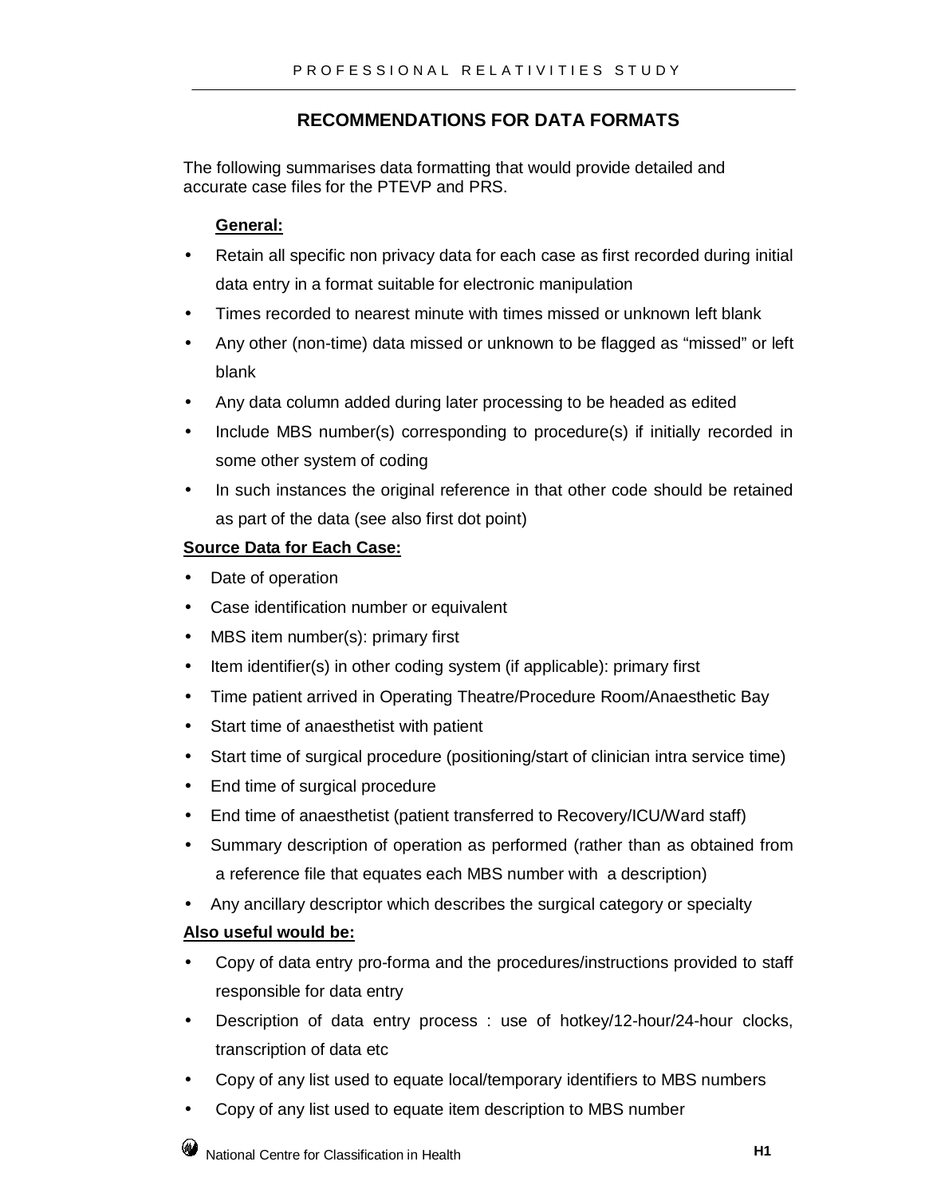## RECOMMENDATIONS FOR DATA FORMATS

The following summarises data formatting that would provide detailed and accurate case files for the PTEVP and PRS.

**General:**

- Retain all specific non privacy data for each case as first recorded during initial data entry in a format suitable for electronic manipulation
- Times recorded to nearest minute with times missed or unknown left blank
- Any other (non-time) data missed or unknown to be flagged as "missed" or left blank
- Any data column added during later processing to be headed as edited
- Include MBS number(s) corresponding to procedure(s) if initially recorded in some other system of coding
- In such instances the original reference in that other code should be retained as part of the data (see also first dot point)

**Source Data for Each Case:**

- Date of operation
- Case identification number or equivalent
- MBS item number(s): primary first
- Item identifier(s) in other coding system (if applicable): primary first
- Time patient arrived in Operating Theatre/Procedure Room/Anaesthetic Bay
- Start time of anaesthetist with patient
- Start time of surgical procedure (positioning/start of clinician intra service time)
- End time of surgical procedure
- End time of anaesthetist (patient transferred to Recovery/ICU/Ward staff)
- Summary description of operation as performed (rather than as obtained from a reference file that equates each MBS number with a description)
- Any ancillary descriptor which describes the surgical category or specialty

**Also useful would be:**

- Copy of data entry pro-forma and the procedures/instructions provided to staff responsible for data entry
- Description of data entry process : use of hotkey/12-hour/24-hour clocks, transcription of data etc
- Copy of any list used to equate local/temporary identifiers to MBS numbers
- Copy of any list used to equate item description to MBS number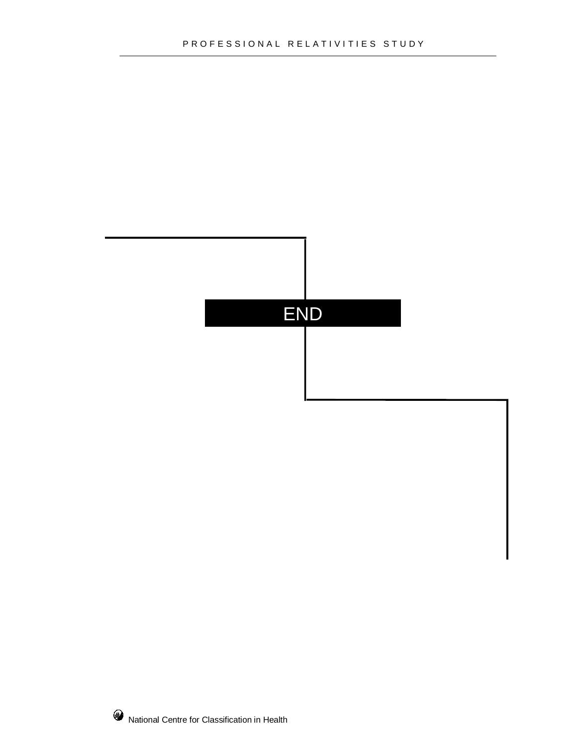# END